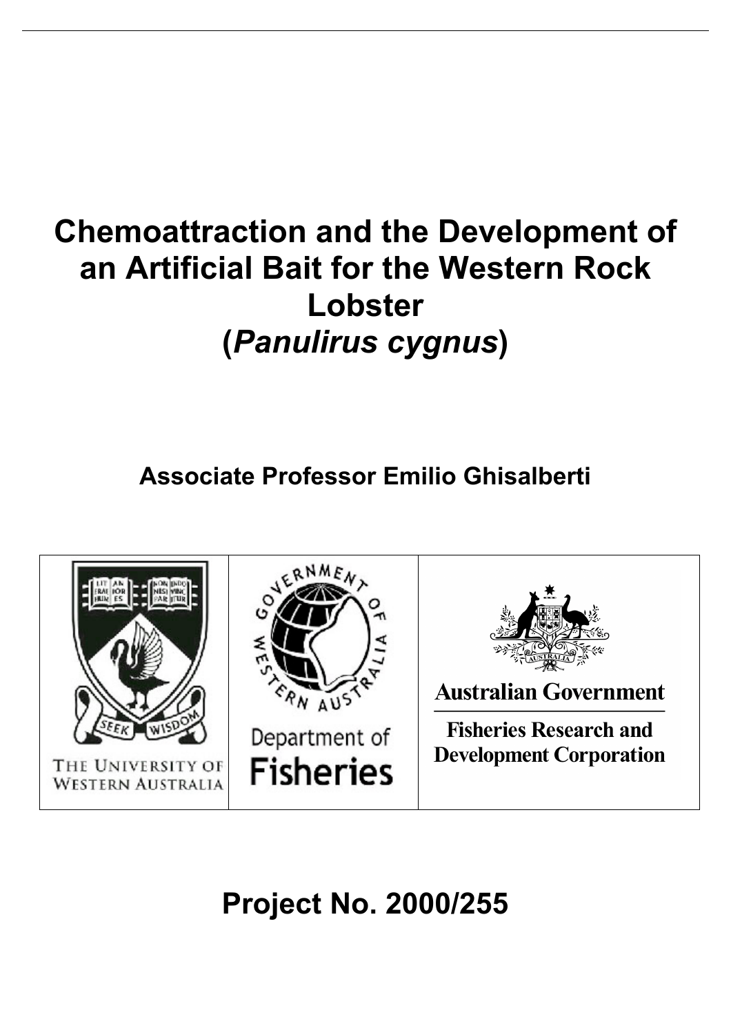# Chemoattraction and the Development of an Artificial Bait for the Western Rock Lobster (*Panulirus cygnus*)

**Associate Professor Emilio Ghisalberti**

THE UNIVERSITY OF WESTERN AUSTRALIA

Department of Fisheries

Australian Government

Fisheries Research and Development Corporation

## Project No. 2000/255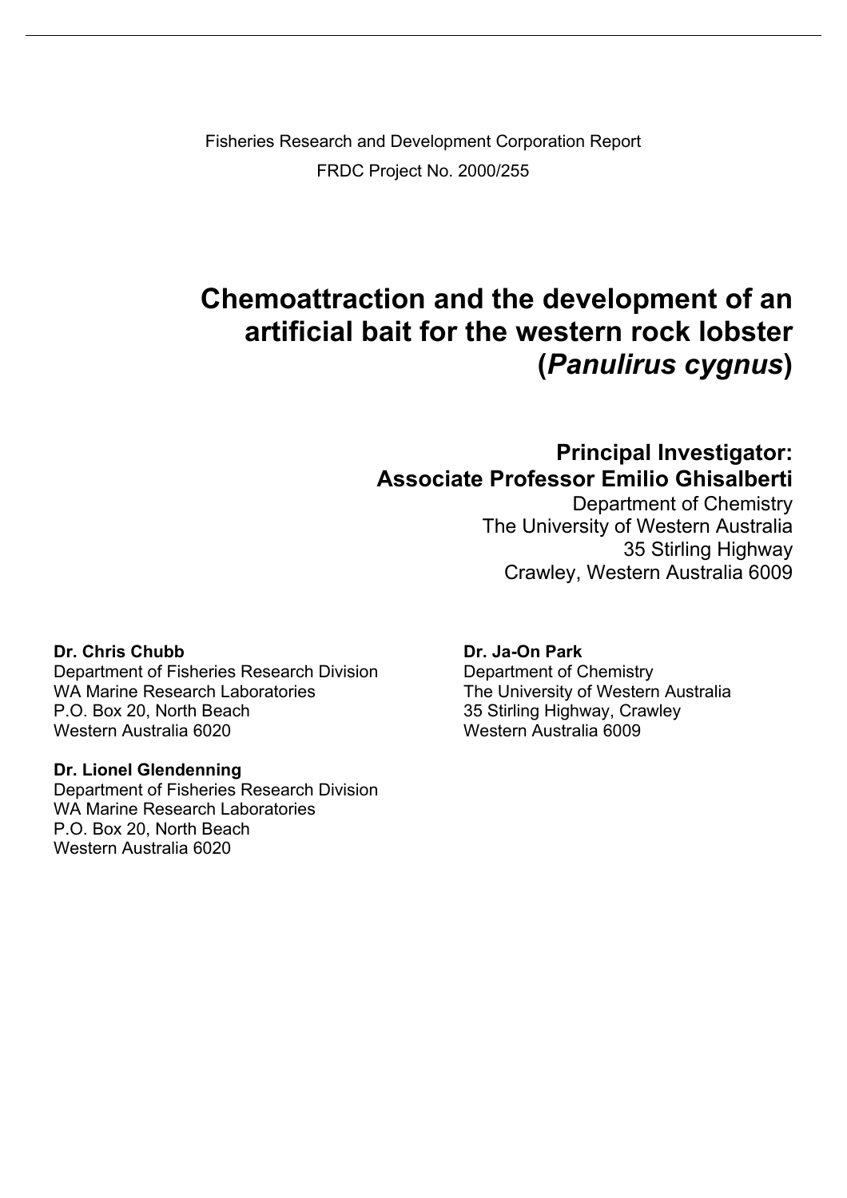Fisheries Research and Development Corporation Report

FRDC Project No. 2000/255

# Chemoattraction and the development of an artificial bait for the western rock lobster (*Panulirus cygnus*)

## Principal Investigator: Associate Professor Emilio Ghisalberti

Department of Chemistry
The University of Western Australia
35 Stirling Highway
Crawley, Western Australia 6009

**Dr. Chris Chubb**
Department of Fisheries Research Division
WA Marine Research Laboratories
P.O. Box 20, North Beach
Western Australia 6020

**Dr. Lionel Glendenning**
Department of Fisheries Research Division
WA Marine Research Laboratories
P.O. Box 20, North Beach
Western Australia 6020

**Dr. Ja-On Park**
Department of Chemistry
The University of Western Australia
35 Stirling Highway, Crawley
Western Australia 6009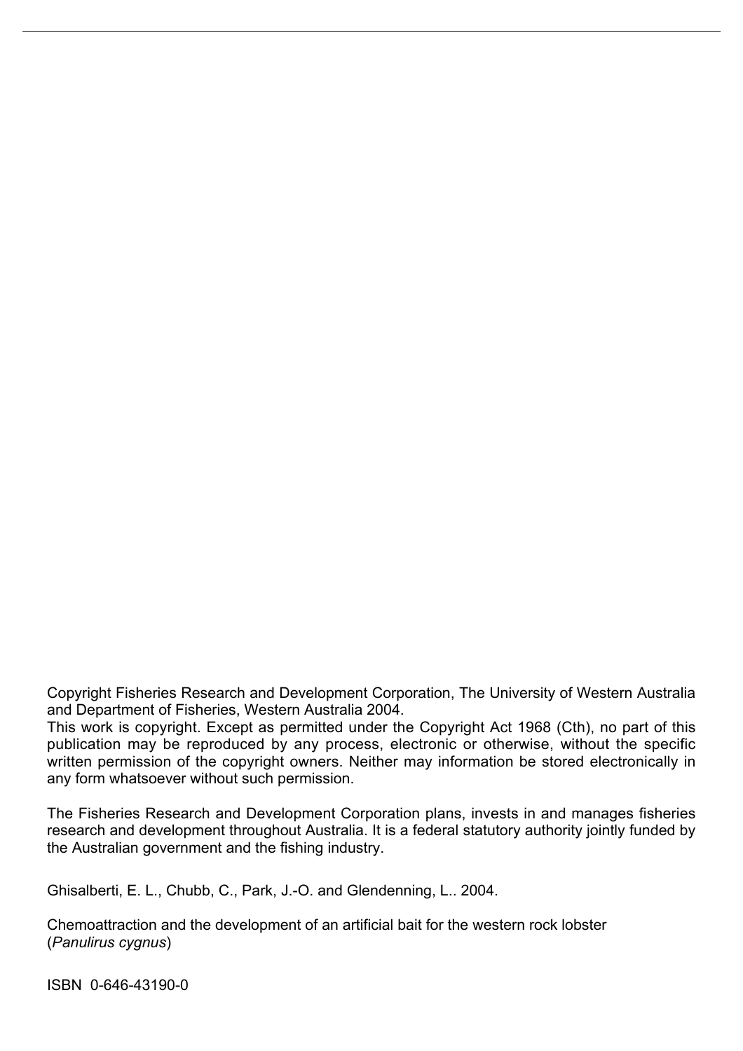Copyright Fisheries Research and Development Corporation, The University of Western Australia and Department of Fisheries, Western Australia 2004.
This work is copyright. Except as permitted under the Copyright Act 1968 (Cth), no part of this publication may be reproduced by any process, electronic or otherwise, without the specific written permission of the copyright owners. Neither may information be stored electronically in any form whatsoever without such permission.

The Fisheries Research and Development Corporation plans, invests in and manages fisheries research and development throughout Australia. It is a federal statutory authority jointly funded by the Australian government and the fishing industry.

Ghisalberti, E. L., Chubb, C., Park, J.-O. and Glendenning, L.. 2004.

Chemoattraction and the development of an artificial bait for the western rock lobster (*Panulirus cygnus*)

ISBN 0-646-43190-0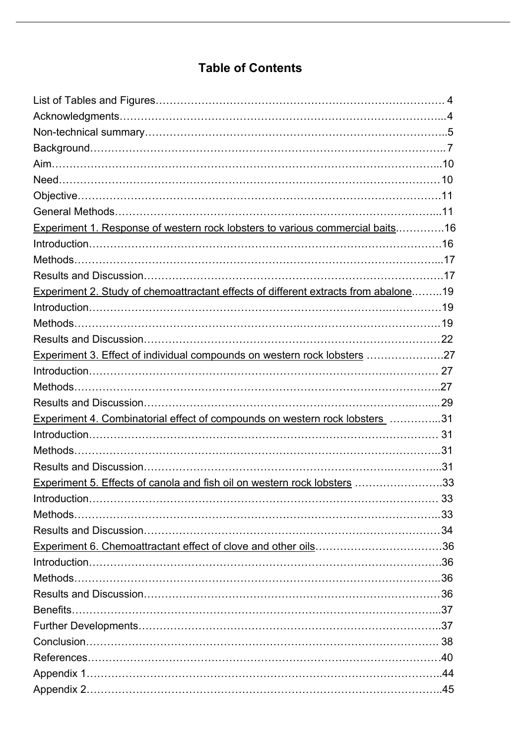# Table of Contents

List of Tables and Figures………………………………………………………………………. 4
Acknowledgments……………………………………………………………………………...4
Non-technical summary………………………………………………………………………..5
Background……………………………………………………………………………………..7
Aim………………………………………………………………………………………………...10
Need……………………………………………………………………………………………10
Objective………………………………………………………………………………………11
General Methods……………………………………………………………………………...11
Experiment 1. Response of western rock lobsters to various commercial baits.…………16
Introduction……………………………………………………………………………………16
Methods………………………………………………………………………………………...17
Results and Discussion………………………………………………………………………17
Experiment 2. Study of chemoattractant effects of different extracts from abalone.……..19
Introduction……………………………………………………………………………………19
Methods………………………………………………………………………………………19
Results and Discussion………………………………………………………………………22
Experiment 3. Effect of individual compounds on western rock lobsters ………………….27
Introduction…………………………………………………………………………………… 27
Methods……………………………………………………………………………………..27
Results and Discussion…………………………………………………………………..…...29
Experiment 4. Combinatorial effect of compounds on western rock lobsters …………...31
Introduction…………………………………………………………………………………… 31
Methods……………………………………………………………………………………..31
Results and Discussion……………………………………………………………….……...31
Experiment 5. Effects of canola and fish oil on western rock lobsters …………………….33
Introduction…………………………………………………………………………………… 33
Methods……………………………………………………………………………………..33
Results and Discussion………………………………………………………………………34
Experiment 6. Chemoattractant effect of clove and other oils………………………………36
Introduction……………………………………………………………………………………36
Methods……………………………………………………………………………………..36
Results and Discussion………………………………………………………………………36
Benefits……………………………………………………………………………………...37
Further Developments…………………………………………………………………………..37
Conclusion……………………………………………………………………………………. 38
References……………………………………………………………………………………40
Appendix 1……………………………………………………………………………………..44
Appendix 2……………………………………………………………………………………..45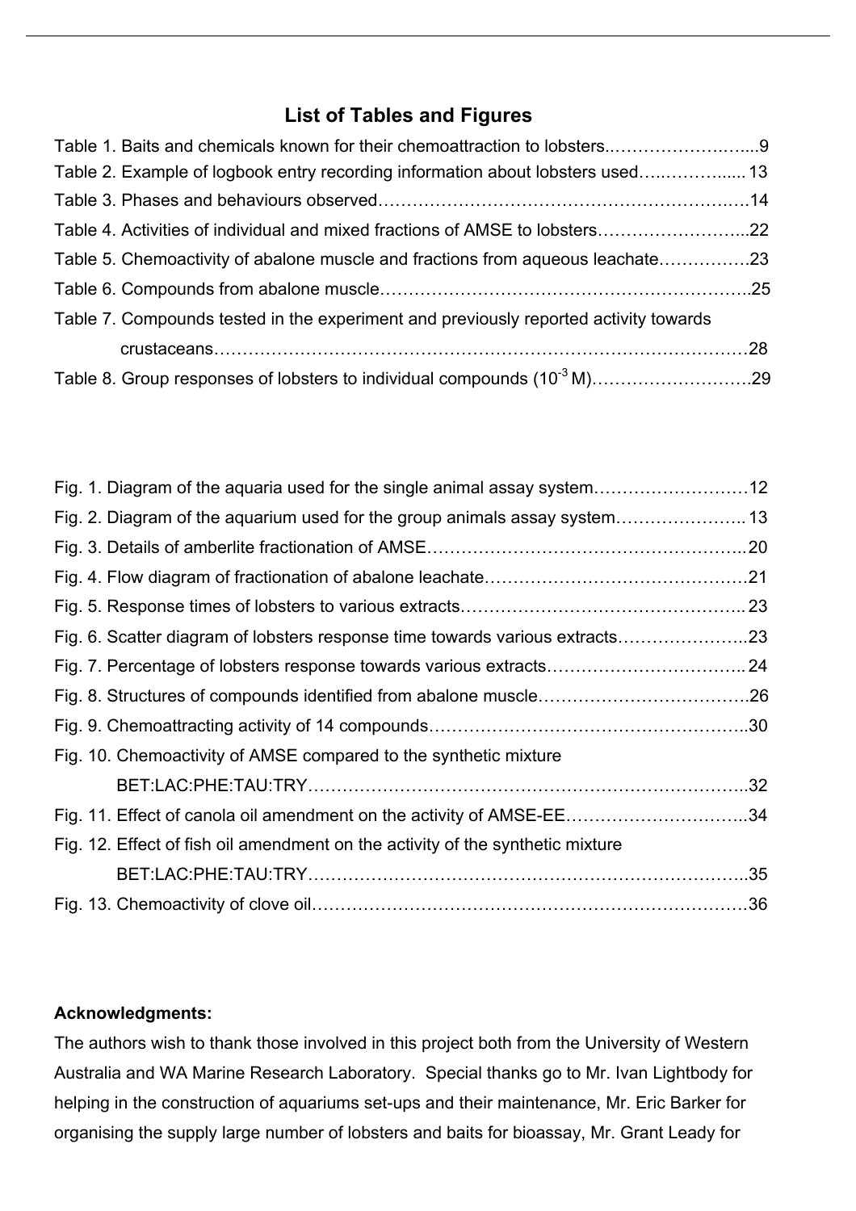## List of Tables and Figures

Table 1. Baits and chemicals known for their chemoattraction to lobsters..……………….…....9
Table 2. Example of logbook entry recording information about lobsters used…..………..... 13
Table 3. Phases and behaviours observed…………………………………………………….…14
Table 4. Activities of individual and mixed fractions of AMSE to lobsters……………………...22
Table 5. Chemoactivity of abalone muscle and fractions from aqueous leachate…………….23
Table 6. Compounds from abalone muscle……………………………………………………..25
Table 7. Compounds tested in the experiment and previously reported activity towards crustaceans………………………………………………………………………………28
Table 8. Group responses of lobsters to individual compounds ($10^{-3}$ M)……………………….29

Fig. 1. Diagram of the aquaria used for the single animal assay system………………………12
Fig. 2. Diagram of the aquarium used for the group animals assay system………………….. 13
Fig. 3. Details of amberlite fractionation of AMSE……………………………………………..20
Fig. 4. Flow diagram of fractionation of abalone leachate………………………………………21
Fig. 5. Response times of lobsters to various extracts……………………………………….. 23
Fig. 6. Scatter diagram of lobsters response time towards various extracts…………………..23
Fig. 7. Percentage of lobsters response towards various extracts…………………………….. 24
Fig. 8. Structures of compounds identified from abalone muscle……………………………….26
Fig. 9. Chemoattracting activity of 14 compounds……………………………………………..30
Fig. 10. Chemoactivity of AMSE compared to the synthetic mixture BET:LAC:PHE:TAU:TRY…………………………………………………………………..32
Fig. 11. Effect of canola oil amendment on the activity of AMSE-EE…………………………..34
Fig. 12. Effect of fish oil amendment on the activity of the synthetic mixture BET:LAC:PHE:TAU:TRY…………………………………………………………………..35
Fig. 13. Chemoactivity of clove oil……………………………………………………………….36

**Acknowledgments:**

The authors wish to thank those involved in this project both from the University of Western Australia and WA Marine Research Laboratory. Special thanks go to Mr. Ivan Lightbody for helping in the construction of aquariums set-ups and their maintenance, Mr. Eric Barker for organising the supply large number of lobsters and baits for bioassay, Mr. Grant Leady for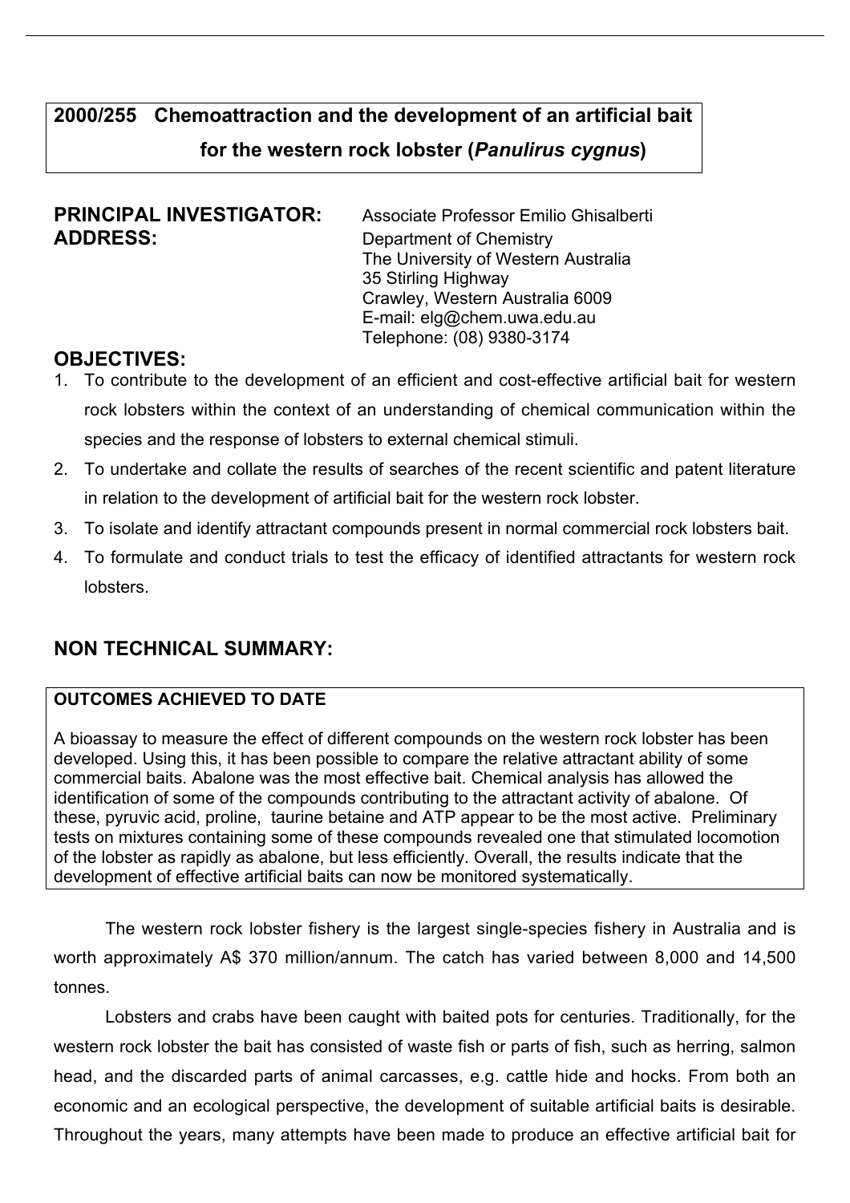## 2000/255 Chemoattraction and the development of an artificial bait for the western rock lobster (*Panulirus cygnus*)

**PRINCIPAL INVESTIGATOR:** Associate Professor Emilio Ghisalberti

**ADDRESS:** Department of Chemistry
The University of Western Australia
35 Stirling Highway
Crawley, Western Australia 6009
E-mail: elg@chem.uwa.edu.au
Telephone: (08) 9380-3174

## OBJECTIVES:

1. To contribute to the development of an efficient and cost-effective artificial bait for western rock lobsters within the context of an understanding of chemical communication within the species and the response of lobsters to external chemical stimuli.
2. To undertake and collate the results of searches of the recent scientific and patent literature in relation to the development of artificial bait for the western rock lobster.
3. To isolate and identify attractant compounds present in normal commercial rock lobsters bait.
4. To formulate and conduct trials to test the efficacy of identified attractants for western rock lobsters.

## NON TECHNICAL SUMMARY:

**OUTCOMES ACHIEVED TO DATE**

A bioassay to measure the effect of different compounds on the western rock lobster has been developed. Using this, it has been possible to compare the relative attractant ability of some commercial baits. Abalone was the most effective bait. Chemical analysis has allowed the identification of some of the compounds contributing to the attractant activity of abalone. Of these, pyruvic acid, proline, taurine betaine and ATP appear to be the most active. Preliminary tests on mixtures containing some of these compounds revealed one that stimulated locomotion of the lobster as rapidly as abalone, but less efficiently. Overall, the results indicate that the development of effective artificial baits can now be monitored systematically.

The western rock lobster fishery is the largest single-species fishery in Australia and is worth approximately A$ 370 million/annum. The catch has varied between 8,000 and 14,500 tonnes.

Lobsters and crabs have been caught with baited pots for centuries. Traditionally, for the western rock lobster the bait has consisted of waste fish or parts of fish, such as herring, salmon head, and the discarded parts of animal carcasses, e.g. cattle hide and hocks. From both an economic and an ecological perspective, the development of suitable artificial baits is desirable. Throughout the years, many attempts have been made to produce an effective artificial bait for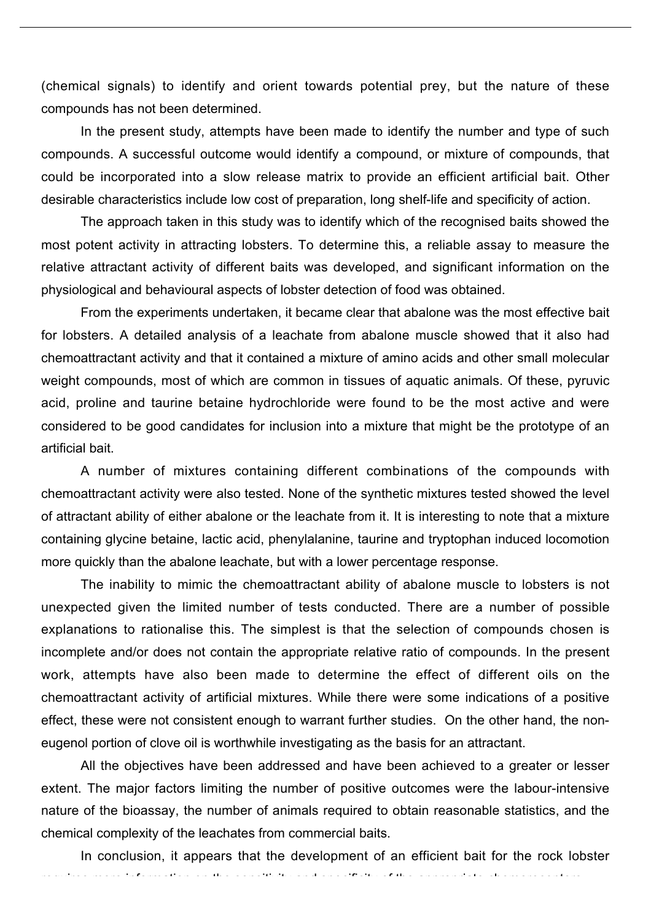(chemical signals) to identify and orient towards potential prey, but the nature of these compounds has not been determined.

In the present study, attempts have been made to identify the number and type of such compounds. A successful outcome would identify a compound, or mixture of compounds, that could be incorporated into a slow release matrix to provide an efficient artificial bait. Other desirable characteristics include low cost of preparation, long shelf-life and specificity of action.

The approach taken in this study was to identify which of the recognised baits showed the most potent activity in attracting lobsters. To determine this, a reliable assay to measure the relative attractant activity of different baits was developed, and significant information on the physiological and behavioural aspects of lobster detection of food was obtained.

From the experiments undertaken, it became clear that abalone was the most effective bait for lobsters. A detailed analysis of a leachate from abalone muscle showed that it also had chemoattractant activity and that it contained a mixture of amino acids and other small molecular weight compounds, most of which are common in tissues of aquatic animals. Of these, pyruvic acid, proline and taurine betaine hydrochloride were found to be the most active and were considered to be good candidates for inclusion into a mixture that might be the prototype of an artificial bait.

A number of mixtures containing different combinations of the compounds with chemoattractant activity were also tested. None of the synthetic mixtures tested showed the level of attractant ability of either abalone or the leachate from it. It is interesting to note that a mixture containing glycine betaine, lactic acid, phenylalanine, taurine and tryptophan induced locomotion more quickly than the abalone leachate, but with a lower percentage response.

The inability to mimic the chemoattractant ability of abalone muscle to lobsters is not unexpected given the limited number of tests conducted. There are a number of possible explanations to rationalise this. The simplest is that the selection of compounds chosen is incomplete and/or does not contain the appropriate relative ratio of compounds. In the present work, attempts have also been made to determine the effect of different oils on the chemoattractant activity of artificial mixtures. While there were some indications of a positive effect, these were not consistent enough to warrant further studies. On the other hand, the non-eugenol portion of clove oil is worthwhile investigating as the basis for an attractant.

All the objectives have been addressed and have been achieved to a greater or lesser extent. The major factors limiting the number of positive outcomes were the labour-intensive nature of the bioassay, the number of animals required to obtain reasonable statistics, and the chemical complexity of the leachates from commercial baits.

In conclusion, it appears that the development of an efficient bait for the rock lobster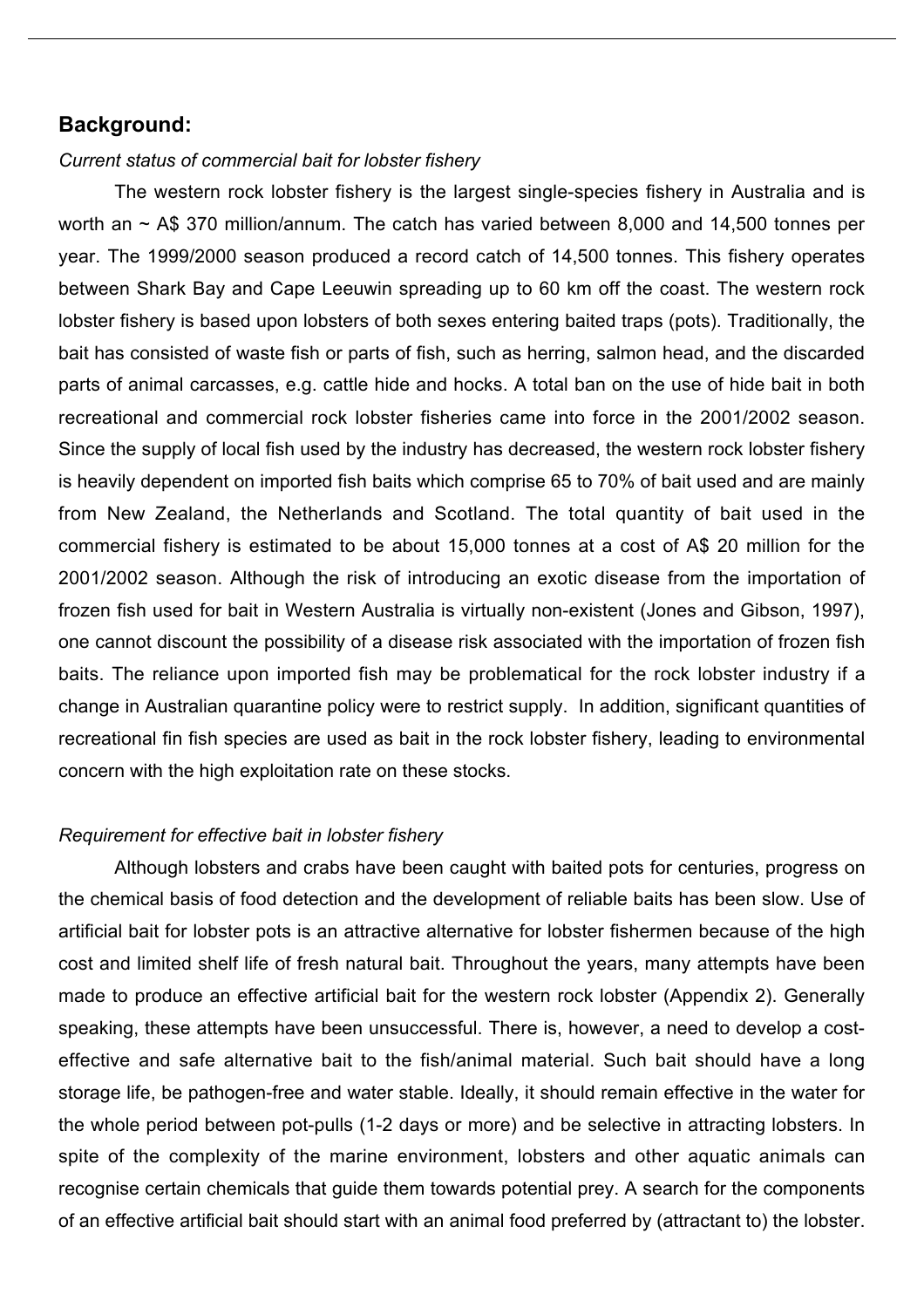## Background:

*Current status of commercial bait for lobster fishery*

The western rock lobster fishery is the largest single-species fishery in Australia and is worth an ~ A$ 370 million/annum. The catch has varied between 8,000 and 14,500 tonnes per year. The 1999/2000 season produced a record catch of 14,500 tonnes. This fishery operates between Shark Bay and Cape Leeuwin spreading up to 60 km off the coast. The western rock lobster fishery is based upon lobsters of both sexes entering baited traps (pots). Traditionally, the bait has consisted of waste fish or parts of fish, such as herring, salmon head, and the discarded parts of animal carcasses, e.g. cattle hide and hocks. A total ban on the use of hide bait in both recreational and commercial rock lobster fisheries came into force in the 2001/2002 season. Since the supply of local fish used by the industry has decreased, the western rock lobster fishery is heavily dependent on imported fish baits which comprise 65 to 70% of bait used and are mainly from New Zealand, the Netherlands and Scotland. The total quantity of bait used in the commercial fishery is estimated to be about 15,000 tonnes at a cost of A$ 20 million for the 2001/2002 season. Although the risk of introducing an exotic disease from the importation of frozen fish used for bait in Western Australia is virtually non-existent (Jones and Gibson, 1997), one cannot discount the possibility of a disease risk associated with the importation of frozen fish baits. The reliance upon imported fish may be problematical for the rock lobster industry if a change in Australian quarantine policy were to restrict supply. In addition, significant quantities of recreational fin fish species are used as bait in the rock lobster fishery, leading to environmental concern with the high exploitation rate on these stocks.

*Requirement for effective bait in lobster fishery*

Although lobsters and crabs have been caught with baited pots for centuries, progress on the chemical basis of food detection and the development of reliable baits has been slow. Use of artificial bait for lobster pots is an attractive alternative for lobster fishermen because of the high cost and limited shelf life of fresh natural bait. Throughout the years, many attempts have been made to produce an effective artificial bait for the western rock lobster (Appendix 2). Generally speaking, these attempts have been unsuccessful. There is, however, a need to develop a cost-effective and safe alternative bait to the fish/animal material. Such bait should have a long storage life, be pathogen-free and water stable. Ideally, it should remain effective in the water for the whole period between pot-pulls (1-2 days or more) and be selective in attracting lobsters. In spite of the complexity of the marine environment, lobsters and other aquatic animals can recognise certain chemicals that guide them towards potential prey. A search for the components of an effective artificial bait should start with an animal food preferred by (attractant to) the lobster.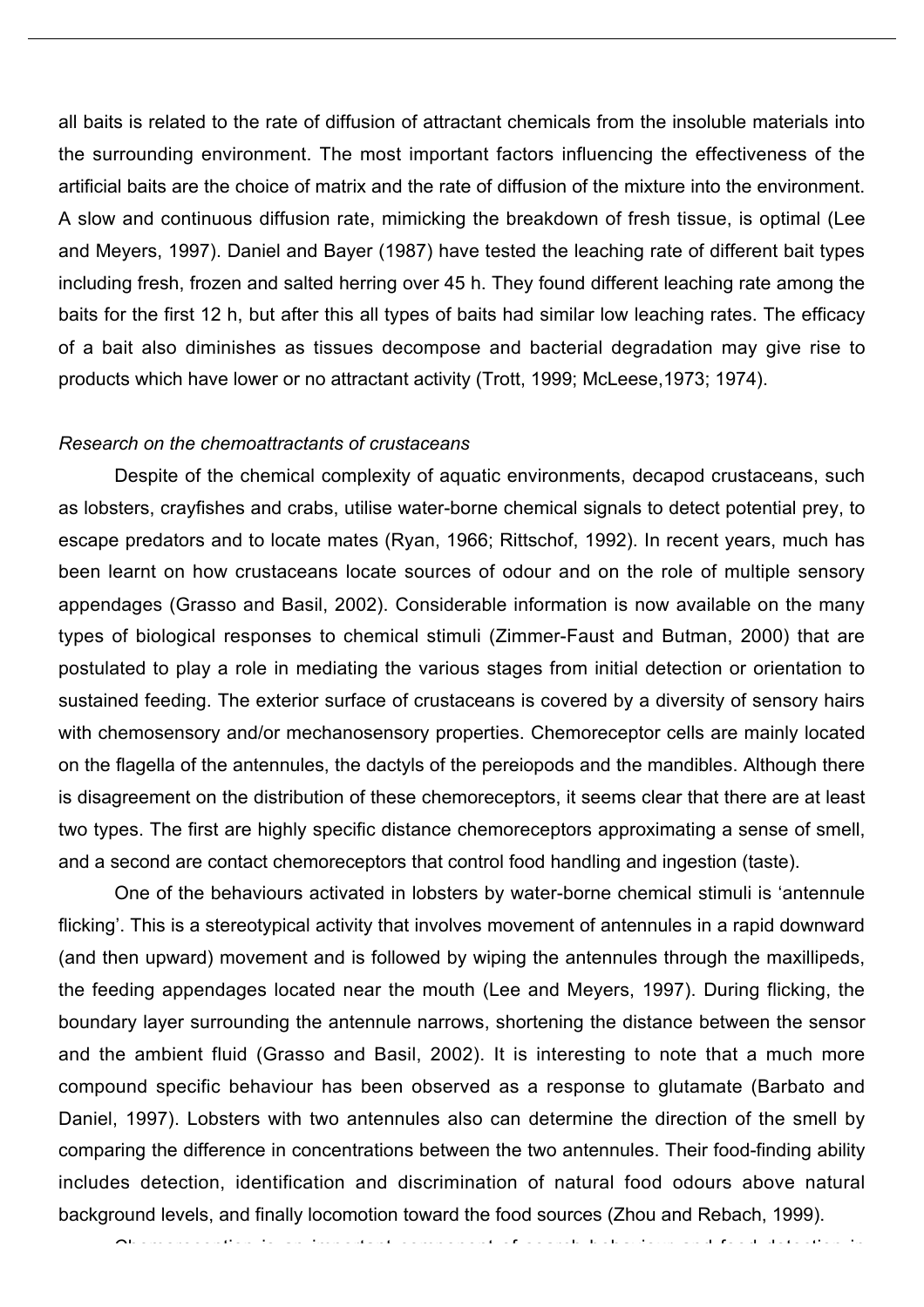all baits is related to the rate of diffusion of attractant chemicals from the insoluble materials into the surrounding environment. The most important factors influencing the effectiveness of the artificial baits are the choice of matrix and the rate of diffusion of the mixture into the environment. A slow and continuous diffusion rate, mimicking the breakdown of fresh tissue, is optimal (Lee and Meyers, 1997). Daniel and Bayer (1987) have tested the leaching rate of different bait types including fresh, frozen and salted herring over 45 h. They found different leaching rate among the baits for the first 12 h, but after this all types of baits had similar low leaching rates. The efficacy of a bait also diminishes as tissues decompose and bacterial degradation may give rise to products which have lower or no attractant activity (Trott, 1999; McLeese,1973; 1974).

*Research on the chemoattractants of crustaceans*

Despite of the chemical complexity of aquatic environments, decapod crustaceans, such as lobsters, crayfishes and crabs, utilise water-borne chemical signals to detect potential prey, to escape predators and to locate mates (Ryan, 1966; Rittschof, 1992). In recent years, much has been learnt on how crustaceans locate sources of odour and on the role of multiple sensory appendages (Grasso and Basil, 2002). Considerable information is now available on the many types of biological responses to chemical stimuli (Zimmer-Faust and Butman, 2000) that are postulated to play a role in mediating the various stages from initial detection or orientation to sustained feeding. The exterior surface of crustaceans is covered by a diversity of sensory hairs with chemosensory and/or mechanosensory properties. Chemoreceptor cells are mainly located on the flagella of the antennules, the dactyls of the pereiopods and the mandibles. Although there is disagreement on the distribution of these chemoreceptors, it seems clear that there are at least two types. The first are highly specific distance chemoreceptors approximating a sense of smell, and a second are contact chemoreceptors that control food handling and ingestion (taste).

One of the behaviours activated in lobsters by water-borne chemical stimuli is 'antennule flicking'. This is a stereotypical activity that involves movement of antennules in a rapid downward (and then upward) movement and is followed by wiping the antennules through the maxillipeds, the feeding appendages located near the mouth (Lee and Meyers, 1997). During flicking, the boundary layer surrounding the antennule narrows, shortening the distance between the sensor and the ambient fluid (Grasso and Basil, 2002). It is interesting to note that a much more compound specific behaviour has been observed as a response to glutamate (Barbato and Daniel, 1997). Lobsters with two antennules also can determine the direction of the smell by comparing the difference in concentrations between the two antennules. Their food-finding ability includes detection, identification and discrimination of natural food odours above natural background levels, and finally locomotion toward the food sources (Zhou and Rebach, 1999).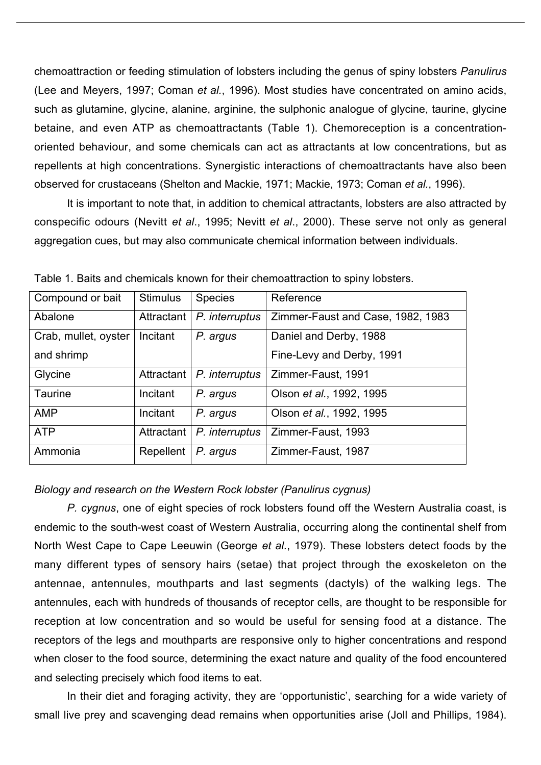chemoattraction or feeding stimulation of lobsters including the genus of spiny lobsters *Panulirus* (Lee and Meyers, 1997; Coman *et al.*, 1996). Most studies have concentrated on amino acids, such as glutamine, glycine, alanine, arginine, the sulphonic analogue of glycine, taurine, glycine betaine, and even ATP as chemoattractants (Table 1). Chemoreception is a concentration-oriented behaviour, and some chemicals can act as attractants at low concentrations, but as repellents at high concentrations. Synergistic interactions of chemoattractants have also been observed for crustaceans (Shelton and Mackie, 1971; Mackie, 1973; Coman *et al.*, 1996).

It is important to note that, in addition to chemical attractants, lobsters are also attracted by conspecific odours (Nevitt *et al.*, 1995; Nevitt *et al.*, 2000). These serve not only as general aggregation cues, but may also communicate chemical information between individuals.

Table 1. Baits and chemicals known for their chemoattraction to spiny lobsters.

| Compound or bait | Stimulus | Species | Reference |
|---|---|---|---|
| Abalone | Attractant | *P. interruptus* | Zimmer-Faust and Case, 1982, 1983 |
| Crab, mullet, oyster and shrimp | Incitant | *P. argus* | Daniel and Derby, 1988<br>Fine-Levy and Derby, 1991 |
| Glycine | Attractant | *P. interruptus* | Zimmer-Faust, 1991 |
| Taurine | Incitant | *P. argus* | Olson *et al.*, 1992, 1995 |
| AMP | Incitant | *P. argus* | Olson *et al.*, 1992, 1995 |
| ATP | Attractant | *P. interruptus* | Zimmer-Faust, 1993 |
| Ammonia | Repellent | *P. argus* | Zimmer-Faust, 1987 |

*Biology and research on the Western Rock lobster (Panulirus cygnus)*

*P. cygnus*, one of eight species of rock lobsters found off the Western Australia coast, is endemic to the south-west coast of Western Australia, occurring along the continental shelf from North West Cape to Cape Leeuwin (George *et al.*, 1979). These lobsters detect foods by the many different types of sensory hairs (setae) that project through the exoskeleton on the antennae, antennules, mouthparts and last segments (dactyls) of the walking legs. The antennules, each with hundreds of thousands of receptor cells, are thought to be responsible for reception at low concentration and so would be useful for sensing food at a distance. The receptors of the legs and mouthparts are responsive only to higher concentrations and respond when closer to the food source, determining the exact nature and quality of the food encountered and selecting precisely which food items to eat.

In their diet and foraging activity, they are 'opportunistic', searching for a wide variety of small live prey and scavenging dead remains when opportunities arise (Joll and Phillips, 1984).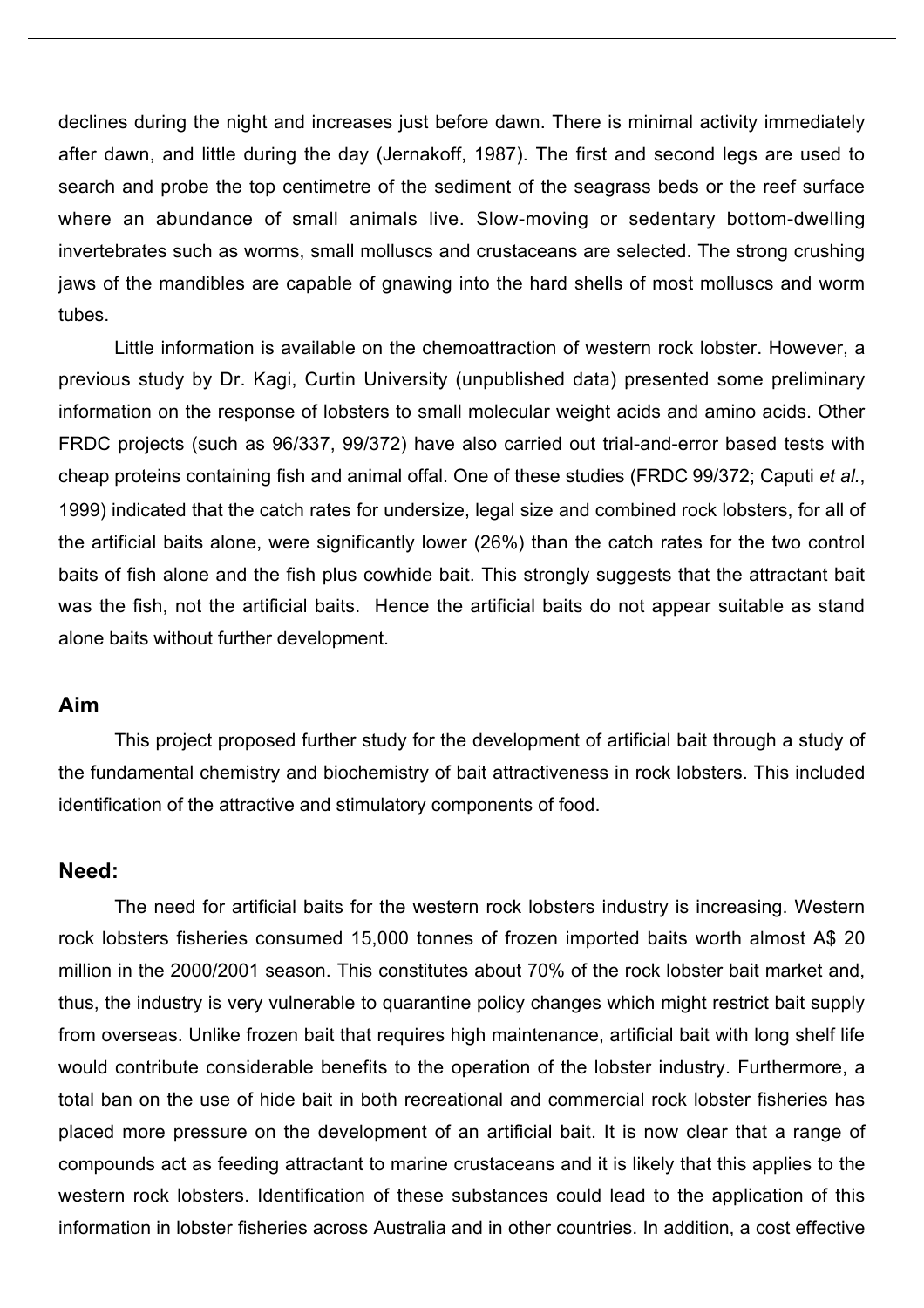declines during the night and increases just before dawn. There is minimal activity immediately after dawn, and little during the day (Jernakoff, 1987). The first and second legs are used to search and probe the top centimetre of the sediment of the seagrass beds or the reef surface where an abundance of small animals live. Slow-moving or sedentary bottom-dwelling invertebrates such as worms, small molluscs and crustaceans are selected. The strong crushing jaws of the mandibles are capable of gnawing into the hard shells of most molluscs and worm tubes.

Little information is available on the chemoattraction of western rock lobster. However, a previous study by Dr. Kagi, Curtin University (unpublished data) presented some preliminary information on the response of lobsters to small molecular weight acids and amino acids. Other FRDC projects (such as 96/337, 99/372) have also carried out trial-and-error based tests with cheap proteins containing fish and animal offal. One of these studies (FRDC 99/372; Caputi *et al.*, 1999) indicated that the catch rates for undersize, legal size and combined rock lobsters, for all of the artificial baits alone, were significantly lower (26%) than the catch rates for the two control baits of fish alone and the fish plus cowhide bait. This strongly suggests that the attractant bait was the fish, not the artificial baits. Hence the artificial baits do not appear suitable as stand alone baits without further development.

## Aim

This project proposed further study for the development of artificial bait through a study of the fundamental chemistry and biochemistry of bait attractiveness in rock lobsters. This included identification of the attractive and stimulatory components of food.

## Need:

The need for artificial baits for the western rock lobsters industry is increasing. Western rock lobsters fisheries consumed 15,000 tonnes of frozen imported baits worth almost A$ 20 million in the 2000/2001 season. This constitutes about 70% of the rock lobster bait market and, thus, the industry is very vulnerable to quarantine policy changes which might restrict bait supply from overseas. Unlike frozen bait that requires high maintenance, artificial bait with long shelf life would contribute considerable benefits to the operation of the lobster industry. Furthermore, a total ban on the use of hide bait in both recreational and commercial rock lobster fisheries has placed more pressure on the development of an artificial bait. It is now clear that a range of compounds act as feeding attractant to marine crustaceans and it is likely that this applies to the western rock lobsters. Identification of these substances could lead to the application of this information in lobster fisheries across Australia and in other countries. In addition, a cost effective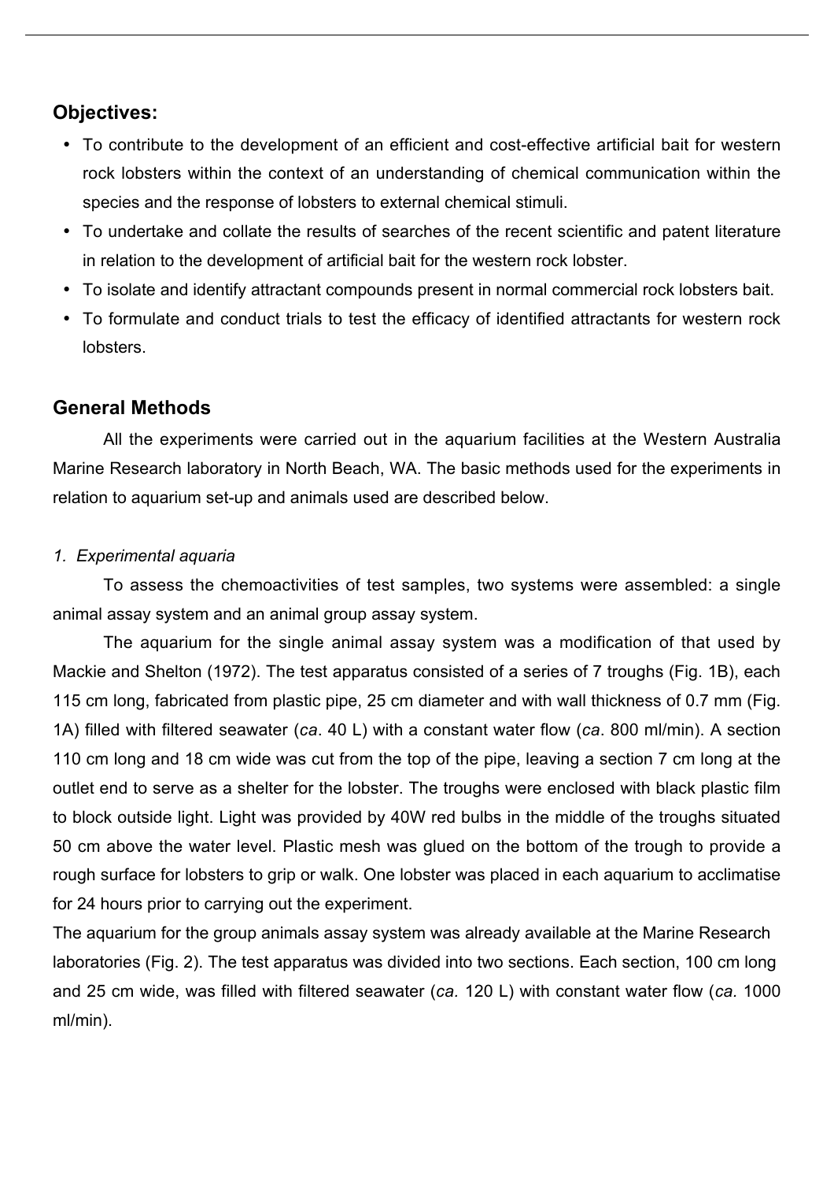## Objectives:

- To contribute to the development of an efficient and cost-effective artificial bait for western rock lobsters within the context of an understanding of chemical communication within the species and the response of lobsters to external chemical stimuli.
- To undertake and collate the results of searches of the recent scientific and patent literature in relation to the development of artificial bait for the western rock lobster.
- To isolate and identify attractant compounds present in normal commercial rock lobsters bait.
- To formulate and conduct trials to test the efficacy of identified attractants for western rock lobsters.

## General Methods

All the experiments were carried out in the aquarium facilities at the Western Australia Marine Research laboratory in North Beach, WA. The basic methods used for the experiments in relation to aquarium set-up and animals used are described below.

*1. Experimental aquaria*

To assess the chemoactivities of test samples, two systems were assembled: a single animal assay system and an animal group assay system.

The aquarium for the single animal assay system was a modification of that used by Mackie and Shelton (1972). The test apparatus consisted of a series of 7 troughs (Fig. 1B), each 115 cm long, fabricated from plastic pipe, 25 cm diameter and with wall thickness of 0.7 mm (Fig. 1A) filled with filtered seawater (*ca*. 40 L) with a constant water flow (*ca*. 800 ml/min). A section 110 cm long and 18 cm wide was cut from the top of the pipe, leaving a section 7 cm long at the outlet end to serve as a shelter for the lobster. The troughs were enclosed with black plastic film to block outside light. Light was provided by 40W red bulbs in the middle of the troughs situated 50 cm above the water level. Plastic mesh was glued on the bottom of the trough to provide a rough surface for lobsters to grip or walk. One lobster was placed in each aquarium to acclimatise for 24 hours prior to carrying out the experiment.

The aquarium for the group animals assay system was already available at the Marine Research laboratories (Fig. 2). The test apparatus was divided into two sections. Each section, 100 cm long and 25 cm wide, was filled with filtered seawater (*ca.* 120 L) with constant water flow (*ca.* 1000 ml/min).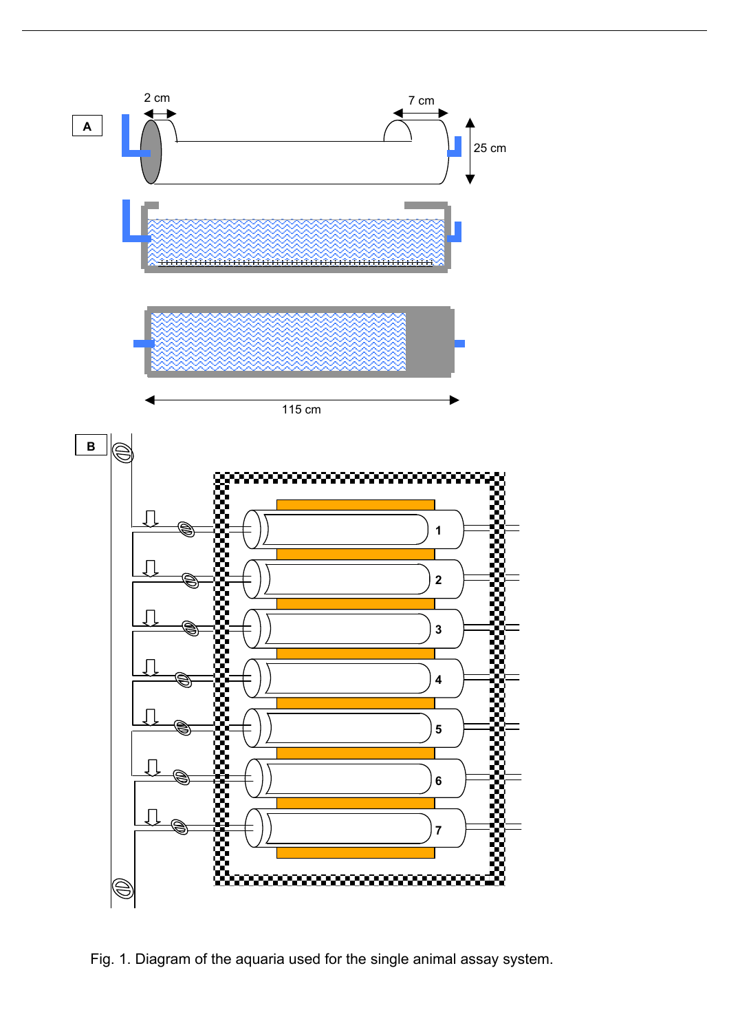Fig. 1. Diagram of the aquaria used for the single animal assay system.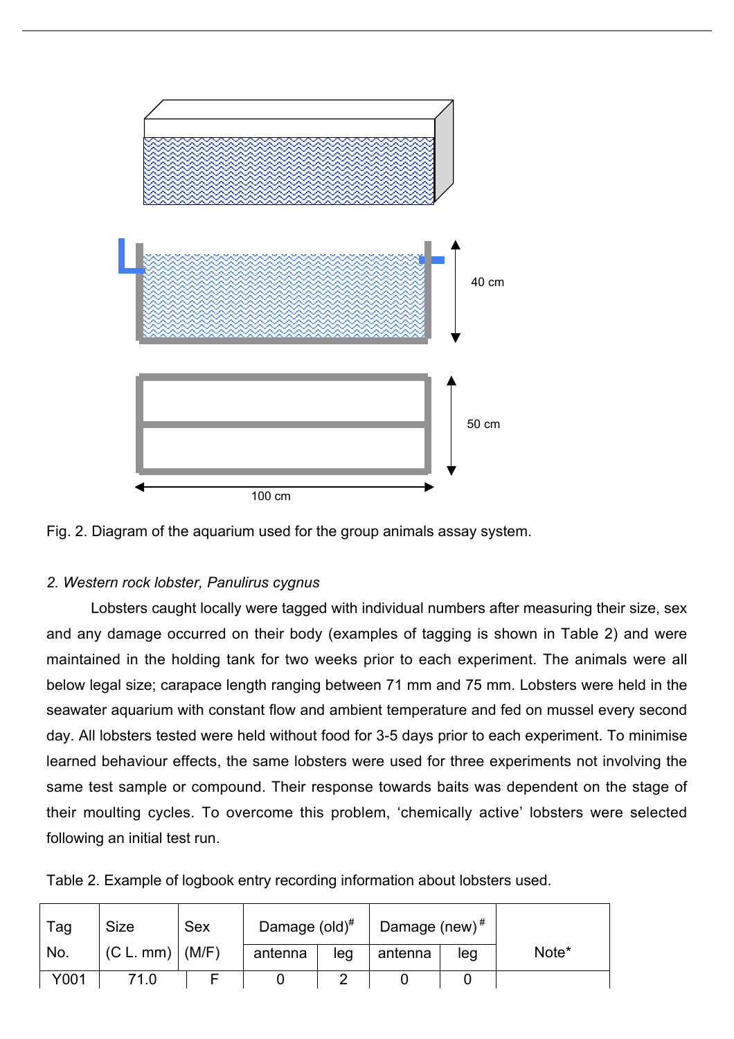Fig. 2. Diagram of the aquarium used for the group animals assay system.

*2. Western rock lobster, Panulirus cygnus*

Lobsters caught locally were tagged with individual numbers after measuring their size, sex and any damage occurred on their body (examples of tagging is shown in Table 2) and were maintained in the holding tank for two weeks prior to each experiment. The animals were all below legal size; carapace length ranging between 71 mm and 75 mm. Lobsters were held in the seawater aquarium with constant flow and ambient temperature and fed on mussel every second day. All lobsters tested were held without food for 3-5 days prior to each experiment. To minimise learned behaviour effects, the same lobsters were used for three experiments not involving the same test sample or compound. Their response towards baits was dependent on the stage of their moulting cycles. To overcome this problem, 'chemically active' lobsters were selected following an initial test run.

Table 2. Example of logbook entry recording information about lobsters used.

| Tag No. | Size (C L. mm) | Sex (M/F) | Damage (old)# | | Damage (new)# | | Note* |
|---|---|---|---|---|---|---|---|
| | | | antenna | leg | antenna | leg | |
| Y001 | 71.0 | F | 0 | 2 | 0 | 0 | |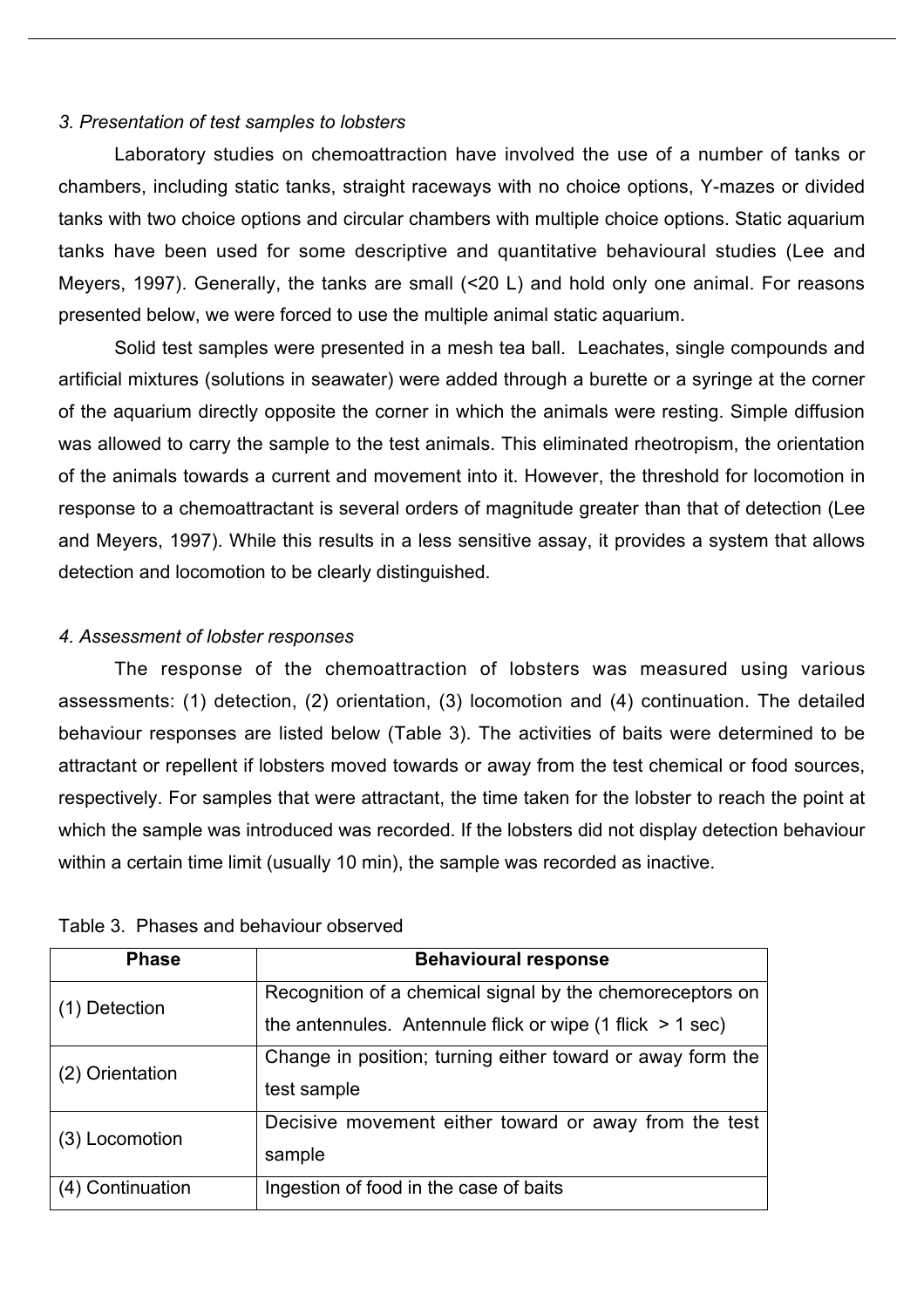*3. Presentation of test samples to lobsters*

Laboratory studies on chemoattraction have involved the use of a number of tanks or chambers, including static tanks, straight raceways with no choice options, Y-mazes or divided tanks with two choice options and circular chambers with multiple choice options. Static aquarium tanks have been used for some descriptive and quantitative behavioural studies (Lee and Meyers, 1997). Generally, the tanks are small (<20 L) and hold only one animal. For reasons presented below, we were forced to use the multiple animal static aquarium.

Solid test samples were presented in a mesh tea ball. Leachates, single compounds and artificial mixtures (solutions in seawater) were added through a burette or a syringe at the corner of the aquarium directly opposite the corner in which the animals were resting. Simple diffusion was allowed to carry the sample to the test animals. This eliminated rheotropism, the orientation of the animals towards a current and movement into it. However, the threshold for locomotion in response to a chemoattractant is several orders of magnitude greater than that of detection (Lee and Meyers, 1997). While this results in a less sensitive assay, it provides a system that allows detection and locomotion to be clearly distinguished.

*4. Assessment of lobster responses*

The response of the chemoattraction of lobsters was measured using various assessments: (1) detection, (2) orientation, (3) locomotion and (4) continuation. The detailed behaviour responses are listed below (Table 3). The activities of baits were determined to be attractant or repellent if lobsters moved towards or away from the test chemical or food sources, respectively. For samples that were attractant, the time taken for the lobster to reach the point at which the sample was introduced was recorded. If the lobsters did not display detection behaviour within a certain time limit (usually 10 min), the sample was recorded as inactive.

Table 3. Phases and behaviour observed

| Phase | Behavioural response |
|---|---|
| (1) Detection | Recognition of a chemical signal by the chemoreceptors on the antennules. Antennule flick or wipe (1 flick > 1 sec) |
| (2) Orientation | Change in position; turning either toward or away form the test sample |
| (3) Locomotion | Decisive movement either toward or away from the test sample |
| (4) Continuation | Ingestion of food in the case of baits |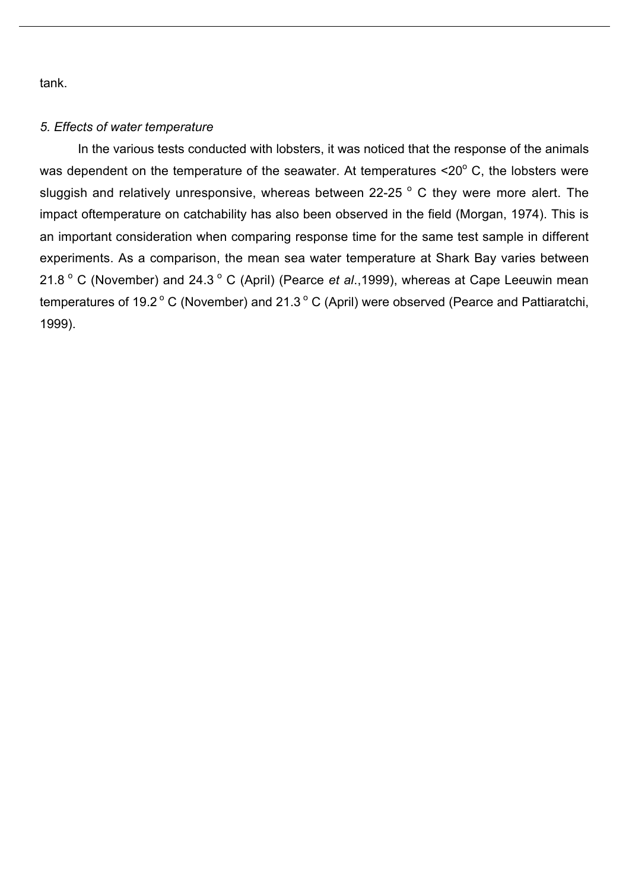tank.

*5. Effects of water temperature*

In the various tests conducted with lobsters, it was noticed that the response of the animals was dependent on the temperature of the seawater. At temperatures <20$^{o}$ C, the lobsters were sluggish and relatively unresponsive, whereas between 22-25 $^{o}$ C they were more alert. The impact oftemperature on catchability has also been observed in the field (Morgan, 1974). This is an important consideration when comparing response time for the same test sample in different experiments. As a comparison, the mean sea water temperature at Shark Bay varies between 21.8 $^{o}$ C (November) and 24.3 $^{o}$ C (April) (Pearce *et al*.,1999), whereas at Cape Leeuwin mean temperatures of 19.2 $^{o}$ C (November) and 21.3 $^{o}$ C (April) were observed (Pearce and Pattiaratchi, 1999).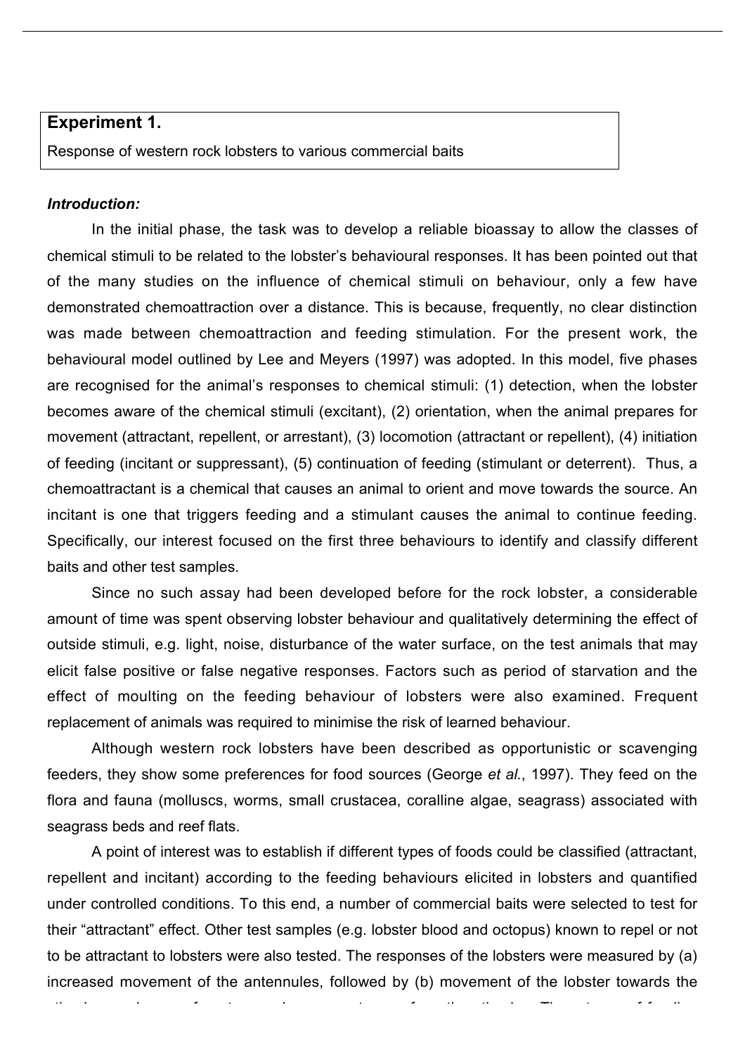**Experiment 1.**

Response of western rock lobsters to various commercial baits

***Introduction:***

In the initial phase, the task was to develop a reliable bioassay to allow the classes of chemical stimuli to be related to the lobster's behavioural responses. It has been pointed out that of the many studies on the influence of chemical stimuli on behaviour, only a few have demonstrated chemoattraction over a distance. This is because, frequently, no clear distinction was made between chemoattraction and feeding stimulation. For the present work, the behavioural model outlined by Lee and Meyers (1997) was adopted. In this model, five phases are recognised for the animal's responses to chemical stimuli: (1) detection, when the lobster becomes aware of the chemical stimuli (excitant), (2) orientation, when the animal prepares for movement (attractant, repellent, or arrestant), (3) locomotion (attractant or repellent), (4) initiation of feeding (incitant or suppressant), (5) continuation of feeding (stimulant or deterrent). Thus, a chemoattractant is a chemical that causes an animal to orient and move towards the source. An incitant is one that triggers feeding and a stimulant causes the animal to continue feeding. Specifically, our interest focused on the first three behaviours to identify and classify different baits and other test samples.

Since no such assay had been developed before for the rock lobster, a considerable amount of time was spent observing lobster behaviour and qualitatively determining the effect of outside stimuli, e.g. light, noise, disturbance of the water surface, on the test animals that may elicit false positive or false negative responses. Factors such as period of starvation and the effect of moulting on the feeding behaviour of lobsters were also examined. Frequent replacement of animals was required to minimise the risk of learned behaviour.

Although western rock lobsters have been described as opportunistic or scavenging feeders, they show some preferences for food sources (George *et al.*, 1997). They feed on the flora and fauna (molluscs, worms, small crustacea, coralline algae, seagrass) associated with seagrass beds and reef flats.

A point of interest was to establish if different types of foods could be classified (attractant, repellent and incitant) according to the feeding behaviours elicited in lobsters and quantified under controlled conditions. To this end, a number of commercial baits were selected to test for their "attractant" effect. Other test samples (e.g. lobster blood and octopus) known to repel or not to be attractant to lobsters were also tested. The responses of the lobsters were measured by (a) increased movement of the antennules, followed by (b) movement of the lobster towards the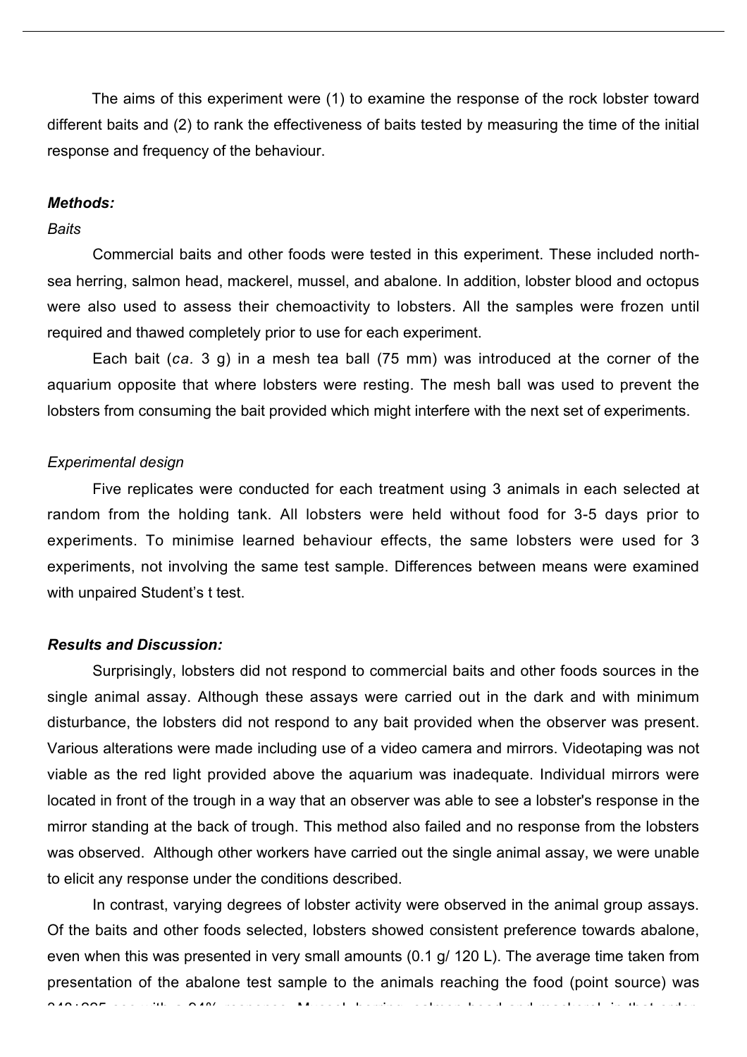The aims of this experiment were (1) to examine the response of the rock lobster toward different baits and (2) to rank the effectiveness of baits tested by measuring the time of the initial response and frequency of the behaviour.

***Methods:***

*Baits*

Commercial baits and other foods were tested in this experiment. These included north-sea herring, salmon head, mackerel, mussel, and abalone. In addition, lobster blood and octopus were also used to assess their chemoactivity to lobsters. All the samples were frozen until required and thawed completely prior to use for each experiment.

Each bait (*ca.* 3 g) in a mesh tea ball (75 mm) was introduced at the corner of the aquarium opposite that where lobsters were resting. The mesh ball was used to prevent the lobsters from consuming the bait provided which might interfere with the next set of experiments.

*Experimental design*

Five replicates were conducted for each treatment using 3 animals in each selected at random from the holding tank. All lobsters were held without food for 3-5 days prior to experiments. To minimise learned behaviour effects, the same lobsters were used for 3 experiments, not involving the same test sample. Differences between means were examined with unpaired Student's t test.

***Results and Discussion:***

Surprisingly, lobsters did not respond to commercial baits and other foods sources in the single animal assay. Although these assays were carried out in the dark and with minimum disturbance, the lobsters did not respond to any bait provided when the observer was present. Various alterations were made including use of a video camera and mirrors. Videotaping was not viable as the red light provided above the aquarium was inadequate. Individual mirrors were located in front of the trough in a way that an observer was able to see a lobster's response in the mirror standing at the back of trough. This method also failed and no response from the lobsters was observed. Although other workers have carried out the single animal assay, we were unable to elicit any response under the conditions described.

In contrast, varying degrees of lobster activity were observed in the animal group assays. Of the baits and other foods selected, lobsters showed consistent preference towards abalone, even when this was presented in very small amounts (0.1 g/ 120 L). The average time taken from presentation of the abalone test sample to the animals reaching the food (point source) was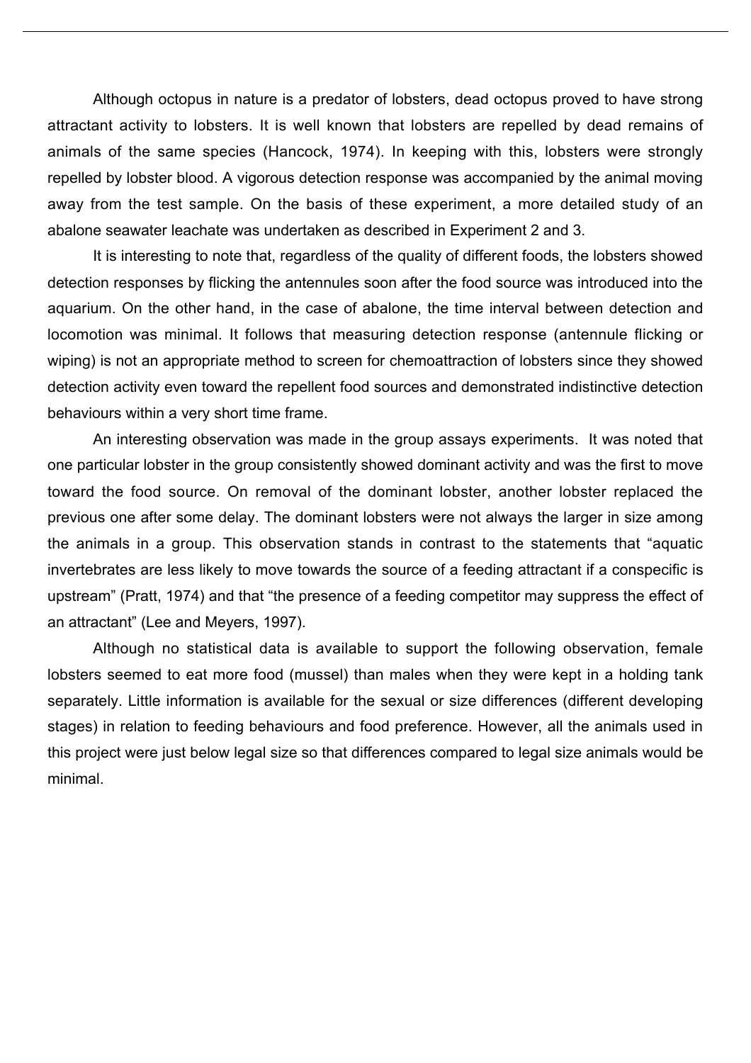Although octopus in nature is a predator of lobsters, dead octopus proved to have strong attractant activity to lobsters. It is well known that lobsters are repelled by dead remains of animals of the same species (Hancock, 1974). In keeping with this, lobsters were strongly repelled by lobster blood. A vigorous detection response was accompanied by the animal moving away from the test sample. On the basis of these experiment, a more detailed study of an abalone seawater leachate was undertaken as described in Experiment 2 and 3.

It is interesting to note that, regardless of the quality of different foods, the lobsters showed detection responses by flicking the antennules soon after the food source was introduced into the aquarium. On the other hand, in the case of abalone, the time interval between detection and locomotion was minimal. It follows that measuring detection response (antennule flicking or wiping) is not an appropriate method to screen for chemoattraction of lobsters since they showed detection activity even toward the repellent food sources and demonstrated indistinctive detection behaviours within a very short time frame.

An interesting observation was made in the group assays experiments. It was noted that one particular lobster in the group consistently showed dominant activity and was the first to move toward the food source. On removal of the dominant lobster, another lobster replaced the previous one after some delay. The dominant lobsters were not always the larger in size among the animals in a group. This observation stands in contrast to the statements that "aquatic invertebrates are less likely to move towards the source of a feeding attractant if a conspecific is upstream" (Pratt, 1974) and that "the presence of a feeding competitor may suppress the effect of an attractant" (Lee and Meyers, 1997).

Although no statistical data is available to support the following observation, female lobsters seemed to eat more food (mussel) than males when they were kept in a holding tank separately. Little information is available for the sexual or size differences (different developing stages) in relation to feeding behaviours and food preference. However, all the animals used in this project were just below legal size so that differences compared to legal size animals would be minimal.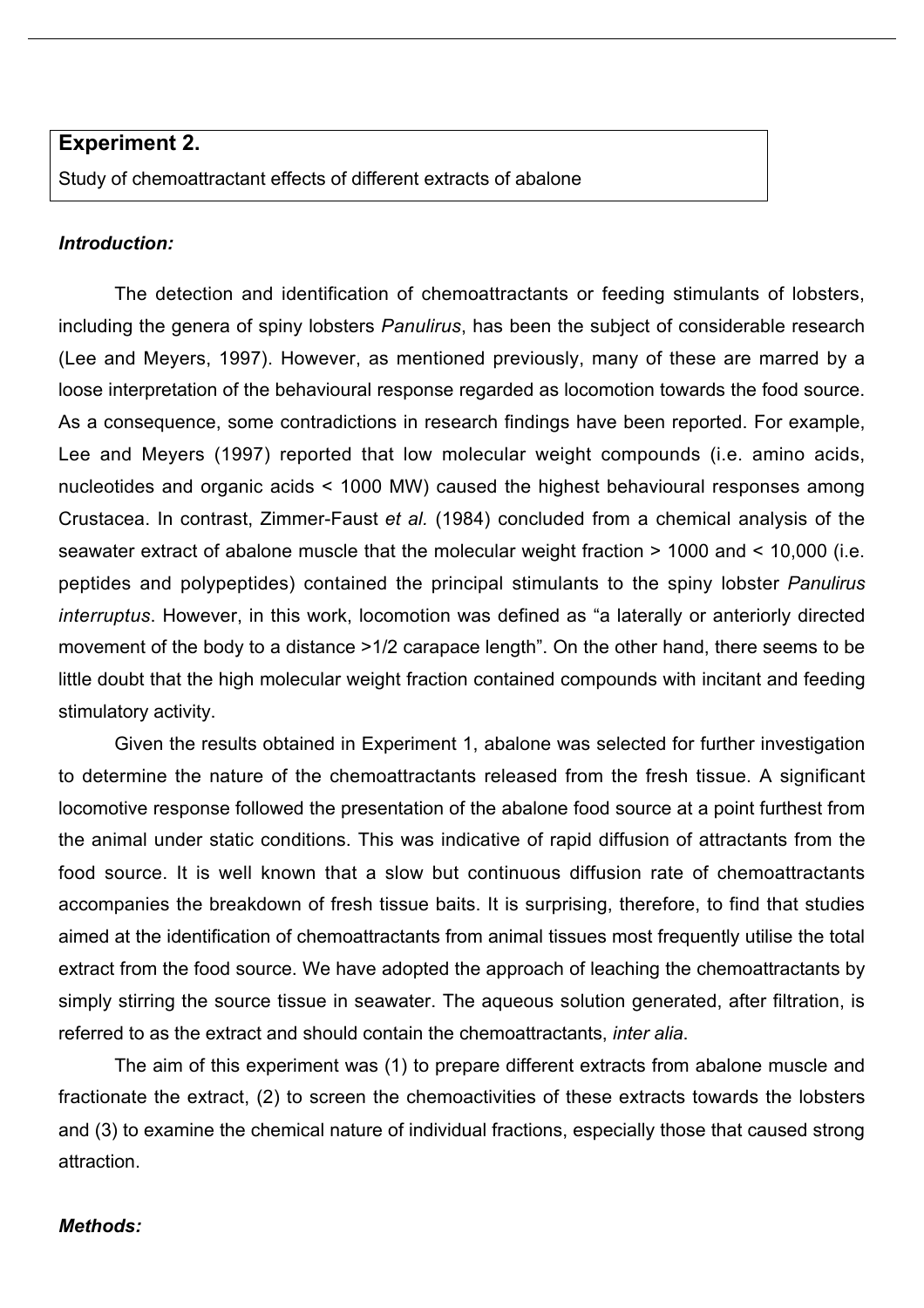## Experiment 2.

Study of chemoattractant effects of different extracts of abalone

### *Introduction:*

The detection and identification of chemoattractants or feeding stimulants of lobsters, including the genera of spiny lobsters *Panulirus*, has been the subject of considerable research (Lee and Meyers, 1997). However, as mentioned previously, many of these are marred by a loose interpretation of the behavioural response regarded as locomotion towards the food source. As a consequence, some contradictions in research findings have been reported. For example, Lee and Meyers (1997) reported that low molecular weight compounds (i.e. amino acids, nucleotides and organic acids < 1000 MW) caused the highest behavioural responses among Crustacea. In contrast, Zimmer-Faust *et al.* (1984) concluded from a chemical analysis of the seawater extract of abalone muscle that the molecular weight fraction > 1000 and < 10,000 (i.e. peptides and polypeptides) contained the principal stimulants to the spiny lobster *Panulirus interruptus*. However, in this work, locomotion was defined as "a laterally or anteriorly directed movement of the body to a distance >1/2 carapace length". On the other hand, there seems to be little doubt that the high molecular weight fraction contained compounds with incitant and feeding stimulatory activity.

Given the results obtained in Experiment 1, abalone was selected for further investigation to determine the nature of the chemoattractants released from the fresh tissue. A significant locomotive response followed the presentation of the abalone food source at a point furthest from the animal under static conditions. This was indicative of rapid diffusion of attractants from the food source. It is well known that a slow but continuous diffusion rate of chemoattractants accompanies the breakdown of fresh tissue baits. It is surprising, therefore, to find that studies aimed at the identification of chemoattractants from animal tissues most frequently utilise the total extract from the food source. We have adopted the approach of leaching the chemoattractants by simply stirring the source tissue in seawater. The aqueous solution generated, after filtration, is referred to as the extract and should contain the chemoattractants, *inter alia*.

The aim of this experiment was (1) to prepare different extracts from abalone muscle and fractionate the extract, (2) to screen the chemoactivities of these extracts towards the lobsters and (3) to examine the chemical nature of individual fractions, especially those that caused strong attraction.

### *Methods:*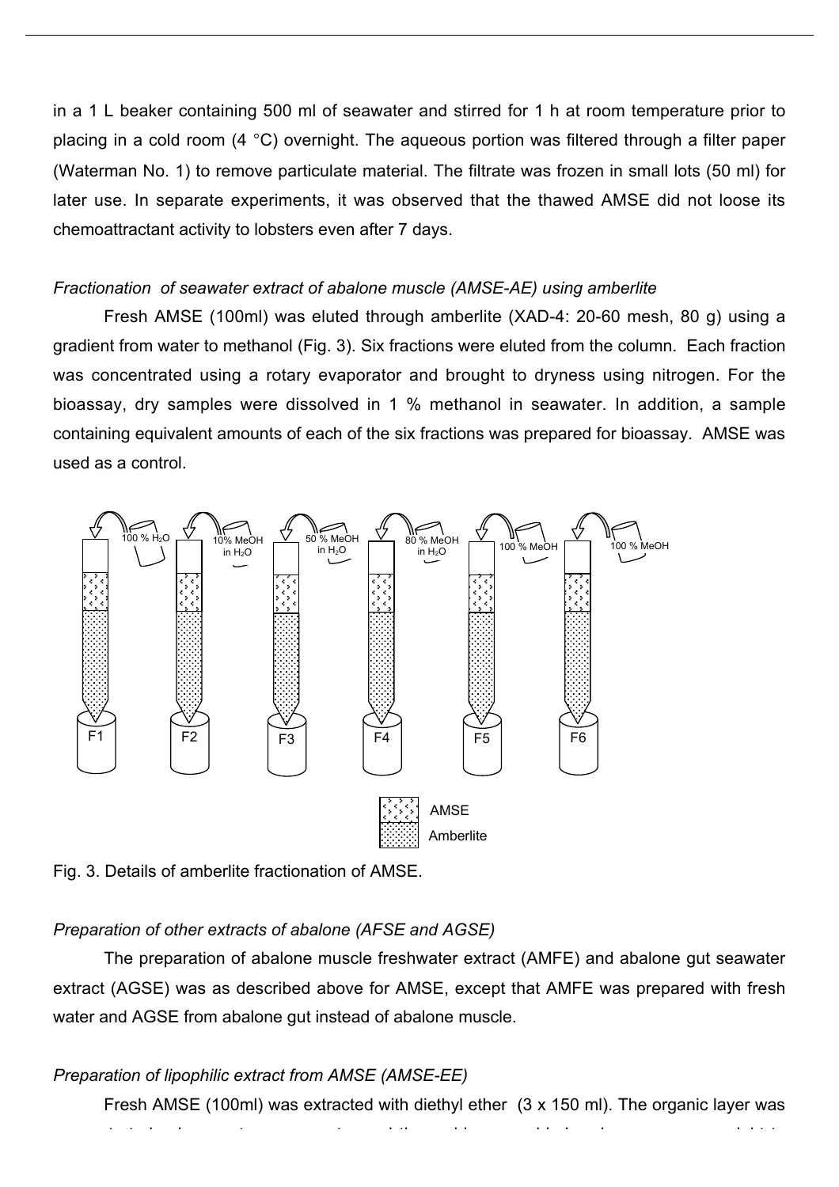in a 1 L beaker containing 500 ml of seawater and stirred for 1 h at room temperature prior to placing in a cold room (4 °C) overnight. The aqueous portion was filtered through a filter paper (Waterman No. 1) to remove particulate material. The filtrate was frozen in small lots (50 ml) for later use. In separate experiments, it was observed that the thawed AMSE did not loose its chemoattractant activity to lobsters even after 7 days.

*Fractionation of seawater extract of abalone muscle (AMSE-AE) using amberlite*

Fresh AMSE (100ml) was eluted through amberlite (XAD-4: 20-60 mesh, 80 g) using a gradient from water to methanol (Fig. 3). Six fractions were eluted from the column. Each fraction was concentrated using a rotary evaporator and brought to dryness using nitrogen. For the bioassay, dry samples were dissolved in 1 % methanol in seawater. In addition, a sample containing equivalent amounts of each of the six fractions was prepared for bioassay. AMSE was used as a control.

100 % $H_2O$ — F1; 10% MeOH in $H_2O$ — F2; 50 % MeOH in $H_2O$ — F3; 80 % MeOH in $H_2O$ — F4; 100 % MeOH — F5; 100 % MeOH — F6

AMSE
Amberlite

Fig. 3. Details of amberlite fractionation of AMSE.

*Preparation of other extracts of abalone (AFSE and AGSE)*

The preparation of abalone muscle freshwater extract (AMFE) and abalone gut seawater extract (AGSE) was as described above for AMSE, except that AMFE was prepared with fresh water and AGSE from abalone gut instead of abalone muscle.

*Preparation of lipophilic extract from AMSE (AMSE-EE)*

Fresh AMSE (100ml) was extracted with diethyl ether (3 x 150 ml). The organic layer was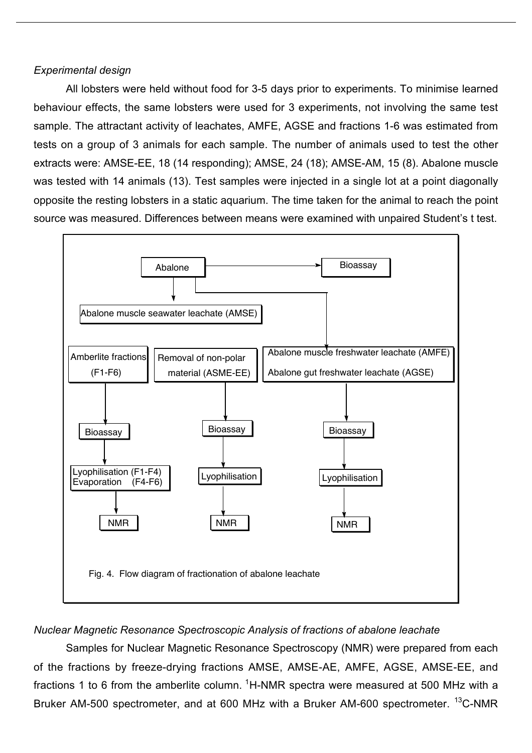*Experimental design*

All lobsters were held without food for 3-5 days prior to experiments. To minimise learned behaviour effects, the same lobsters were used for 3 experiments, not involving the same test sample. The attractant activity of leachates, AMFE, AGSE and fractions 1-6 was estimated from tests on a group of 3 animals for each sample. The number of animals used to test the other extracts were: AMSE-EE, 18 (14 responding); AMSE, 24 (18); AMSE-AM, 15 (8). Abalone muscle was tested with 14 animals (13). Test samples were injected in a single lot at a point diagonally opposite the resting lobsters in a static aquarium. The time taken for the animal to reach the point source was measured. Differences between means were examined with unpaired Student's t test.

Abalone → Bioassay

Abalone muscle seawater leachate (AMSE)

Amberlite fractions (F1-F6) → Bioassay → Lyophilisation (F1-F4) Evaporation (F4-F6) → NMR

Removal of non-polar material (ASME-EE) → Bioassay → Lyophilisation → NMR

Abalone muscle freshwater leachate (AMFE) Abalone gut freshwater leachate (AGSE) → Bioassay → Lyophilisation → NMR

Fig. 4. Flow diagram of fractionation of abalone leachate

*Nuclear Magnetic Resonance Spectroscopic Analysis of fractions of abalone leachate*

Samples for Nuclear Magnetic Resonance Spectroscopy (NMR) were prepared from each of the fractions by freeze-drying fractions AMSE, AMSE-AE, AMFE, AGSE, AMSE-EE, and fractions 1 to 6 from the amberlite column. $^{1}$H-NMR spectra were measured at 500 MHz with a Bruker AM-500 spectrometer, and at 600 MHz with a Bruker AM-600 spectrometer. $^{13}$C-NMR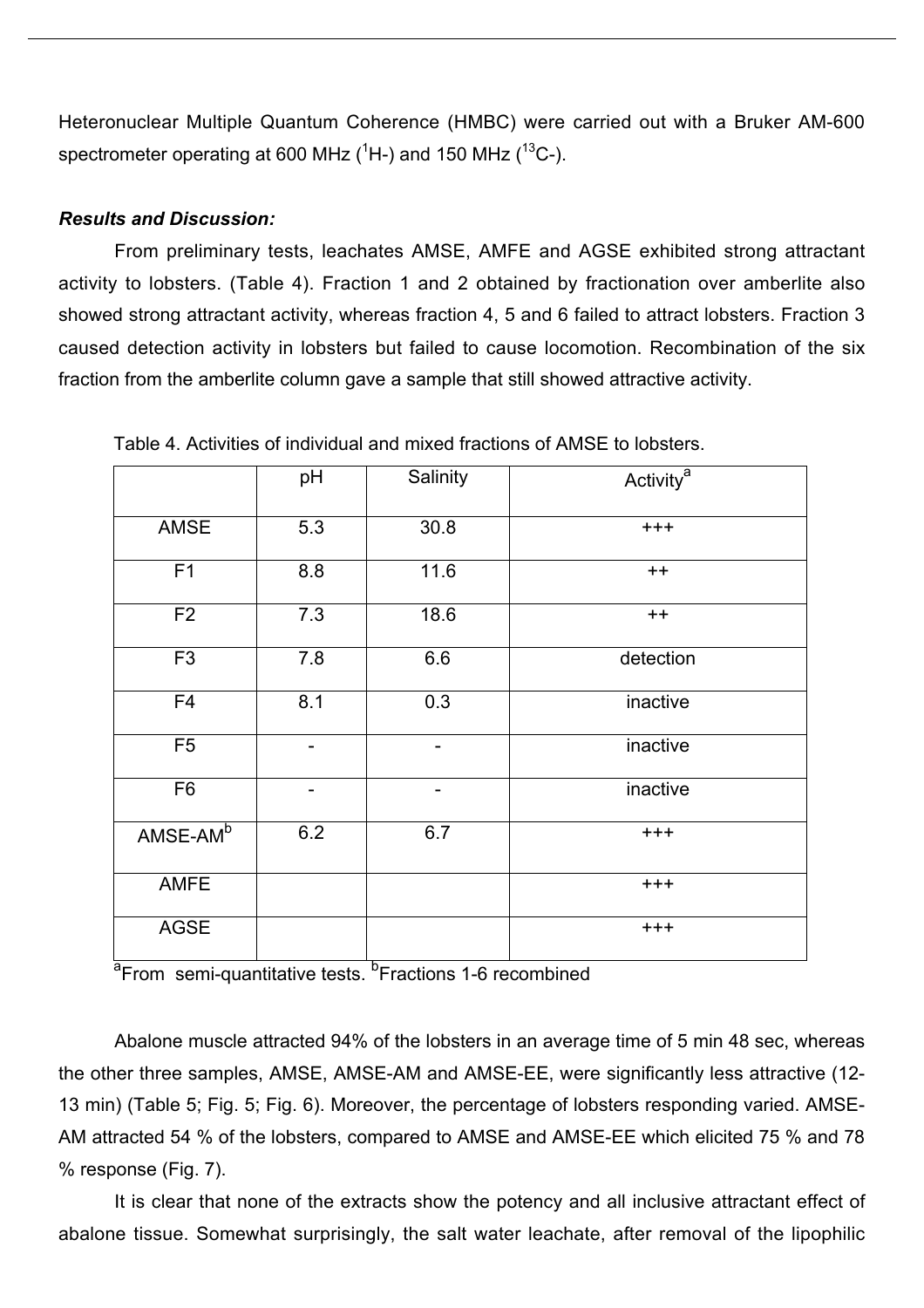Heteronuclear Multiple Quantum Coherence (HMBC) were carried out with a Bruker AM-600 spectrometer operating at 600 MHz ($^1H$-) and 150 MHz ($^{13}C$-).

***Results and Discussion:***

From preliminary tests, leachates AMSE, AMFE and AGSE exhibited strong attractant activity to lobsters. (Table 4). Fraction 1 and 2 obtained by fractionation over amberlite also showed strong attractant activity, whereas fraction 4, 5 and 6 failed to attract lobsters. Fraction 3 caused detection activity in lobsters but failed to cause locomotion. Recombination of the six fraction from the amberlite column gave a sample that still showed attractive activity.

Table 4. Activities of individual and mixed fractions of AMSE to lobsters.

| | pH | Salinity | Activity[a] |
|---|---|---|---|
| AMSE | 5.3 | 30.8 | +++ |
| F1 | 8.8 | 11.6 | ++ |
| F2 | 7.3 | 18.6 | ++ |
| F3 | 7.8 | 6.6 | detection |
| F4 | 8.1 | 0.3 | inactive |
| F5 | - | - | inactive |
| F6 | - | - | inactive |
| AMSE-AM[b] | 6.2 | 6.7 | +++ |
| AMFE | | | +++ |
| AGSE | | | +++ |

[a]From semi-quantitative tests. [b]Fractions 1-6 recombined

Abalone muscle attracted 94% of the lobsters in an average time of 5 min 48 sec, whereas the other three samples, AMSE, AMSE-AM and AMSE-EE, were significantly less attractive (12-13 min) (Table 5; Fig. 5; Fig. 6). Moreover, the percentage of lobsters responding varied. AMSE-AM attracted 54 % of the lobsters, compared to AMSE and AMSE-EE which elicited 75 % and 78 % response (Fig. 7).

It is clear that none of the extracts show the potency and all inclusive attractant effect of abalone tissue. Somewhat surprisingly, the salt water leachate, after removal of the lipophilic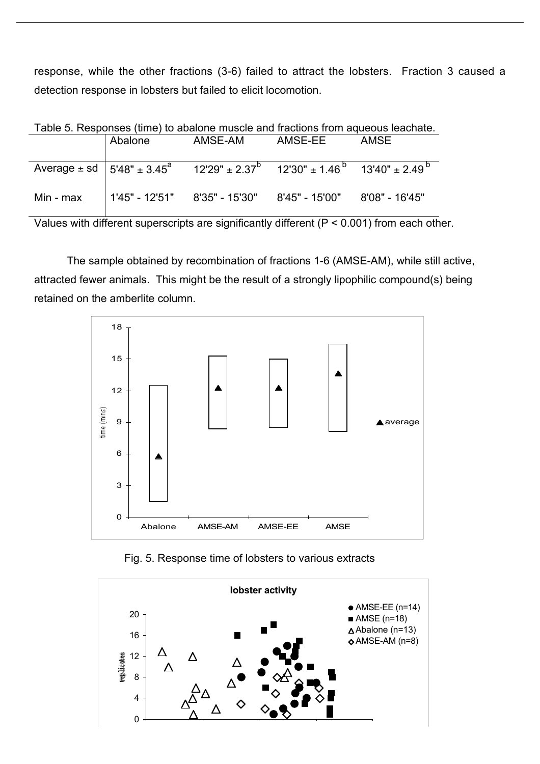response, while the other fractions (3-6) failed to attract the lobsters. Fraction 3 caused a detection response in lobsters but failed to elicit locomotion.

Table 5. Responses (time) to abalone muscle and fractions from aqueous leachate.

| | Abalone | AMSE-AM | AMSE-EE | AMSE |
|---|---|---|---|---|
| Average ± sd | 5'48" ± 3.45[a] | 12'29" ± 2.37[b] | 12'30" ± 1.46[b] | 13'40" ± 2.49[b] |
| Min - max | 1'45" - 12'51" | 8'35" - 15'30" | 8'45" - 15'00" | 8'08" - 16'45" |

Values with different superscripts are significantly different ($P < 0.001$) from each other.

The sample obtained by recombination of fractions 1-6 (AMSE-AM), while still active, attracted fewer animals. This might be the result of a strongly lipophilic compound(s) being retained on the amberlite column.

Fig. 5. Response time of lobsters to various extracts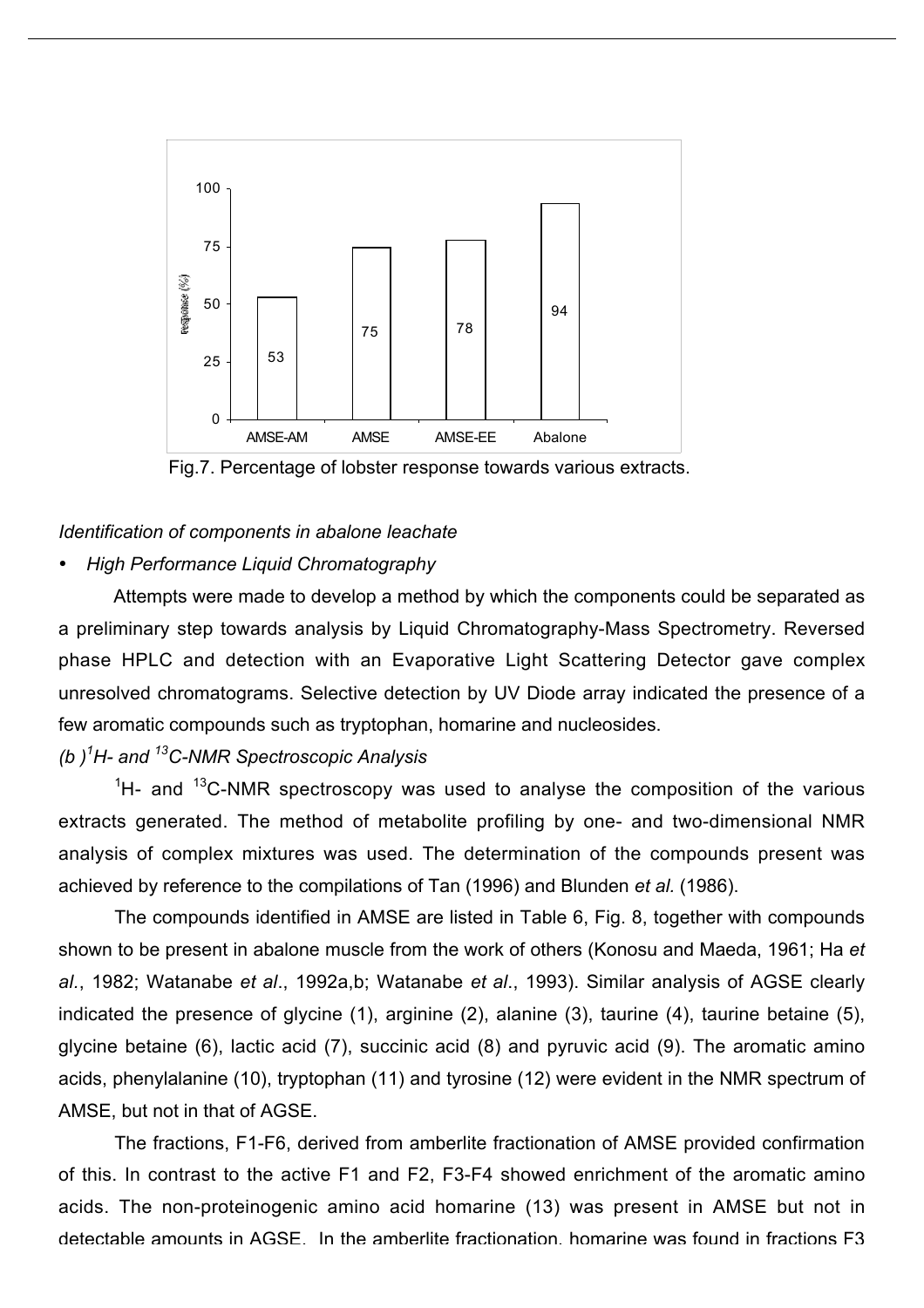Fig.7. Percentage of lobster response towards various extracts.

*Identification of components in abalone leachate*

- *High Performance Liquid Chromatography*

Attempts were made to develop a method by which the components could be separated as a preliminary step towards analysis by Liquid Chromatography-Mass Spectrometry. Reversed phase HPLC and detection with an Evaporative Light Scattering Detector gave complex unresolved chromatograms. Selective detection by UV Diode array indicated the presence of a few aromatic compounds such as tryptophan, homarine and nucleosides.

*(b ) $^{1}H$- and $^{13}C$-NMR Spectroscopic Analysis*

$^{1}H$- and $^{13}C$-NMR spectroscopy was used to analyse the composition of the various extracts generated. The method of metabolite profiling by one- and two-dimensional NMR analysis of complex mixtures was used. The determination of the compounds present was achieved by reference to the compilations of Tan (1996) and Blunden *et al.* (1986).

The compounds identified in AMSE are listed in Table 6, Fig. 8, together with compounds shown to be present in abalone muscle from the work of others (Konosu and Maeda, 1961; Ha *et al.*, 1982; Watanabe *et al*., 1992a,b; Watanabe *et al*., 1993). Similar analysis of AGSE clearly indicated the presence of glycine (1), arginine (2), alanine (3), taurine (4), taurine betaine (5), glycine betaine (6), lactic acid (7), succinic acid (8) and pyruvic acid (9). The aromatic amino acids, phenylalanine (10), tryptophan (11) and tyrosine (12) were evident in the NMR spectrum of AMSE, but not in that of AGSE.

The fractions, F1-F6, derived from amberlite fractionation of AMSE provided confirmation of this. In contrast to the active F1 and F2, F3-F4 showed enrichment of the aromatic amino acids. The non-proteinogenic amino acid homarine (13) was present in AMSE but not in detectable amounts in AGSE. In the amberlite fractionation, homarine was found in fractions F3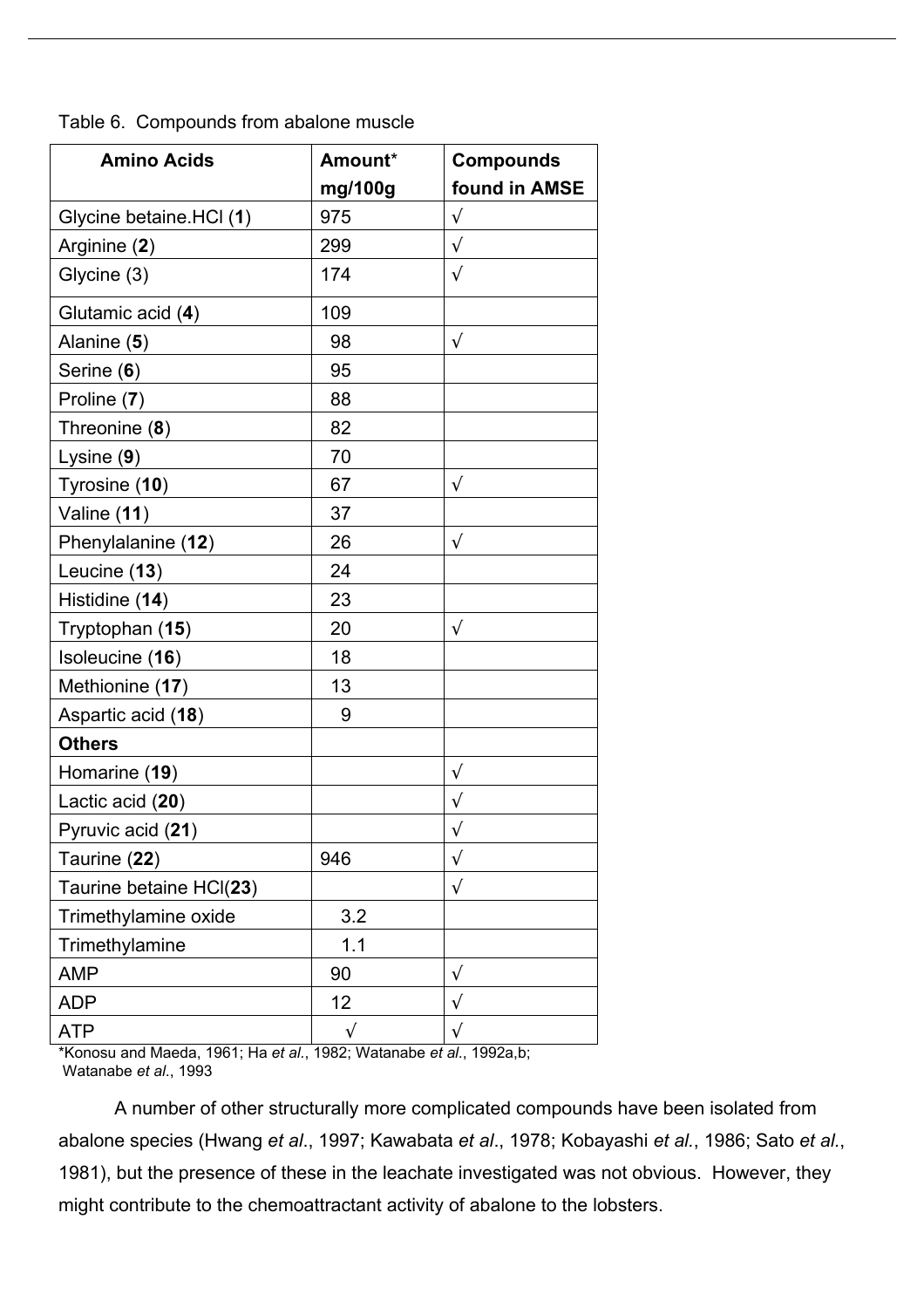Table 6. Compounds from abalone muscle

| Amino Acids | Amount* mg/100g | Compounds found in AMSE |
|---|---|---|
| Glycine betaine.HCl (**1**) | 975 | √ |
| Arginine (**2**) | 299 | √ |
| Glycine (3) | 174 | √ |
| Glutamic acid (**4**) | 109 | |
| Alanine (**5**) | 98 | √ |
| Serine (**6**) | 95 | |
| Proline (**7**) | 88 | |
| Threonine (**8**) | 82 | |
| Lysine (**9**) | 70 | |
| Tyrosine (**10**) | 67 | √ |
| Valine (**11**) | 37 | |
| Phenylalanine (**12**) | 26 | √ |
| Leucine (**13**) | 24 | |
| Histidine (**14**) | 23 | |
| Tryptophan (**15**) | 20 | √ |
| Isoleucine (**16**) | 18 | |
| Methionine (**17**) | 13 | |
| Aspartic acid (**18**) | 9 | |
| **Others** | | |
| Homarine (**19**) | | √ |
| Lactic acid (**20**) | | √ |
| Pyruvic acid (**21**) | | √ |
| Taurine (**22**) | 946 | √ |
| Taurine betaine HCl(**23**) | | √ |
| Trimethylamine oxide | 3.2 | |
| Trimethylamine | 1.1 | |
| AMP | 90 | √ |
| ADP | 12 | √ |
| ATP | √ | √ |

*Konosu and Maeda, 1961; Ha *et al*., 1982; Watanabe *et al*., 1992a,b; Watanabe *et al*., 1993

A number of other structurally more complicated compounds have been isolated from abalone species (Hwang *et al*., 1997; Kawabata *et al*., 1978; Kobayashi *et al.*, 1986; Sato *et al.*, 1981), but the presence of these in the leachate investigated was not obvious. However, they might contribute to the chemoattractant activity of abalone to the lobsters.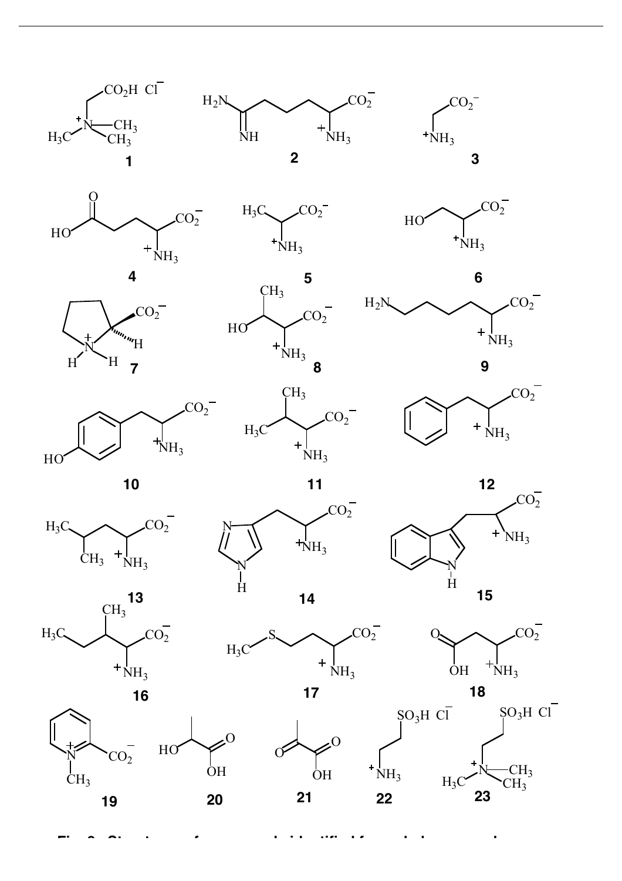Fig. 3. Structures of compounds identified from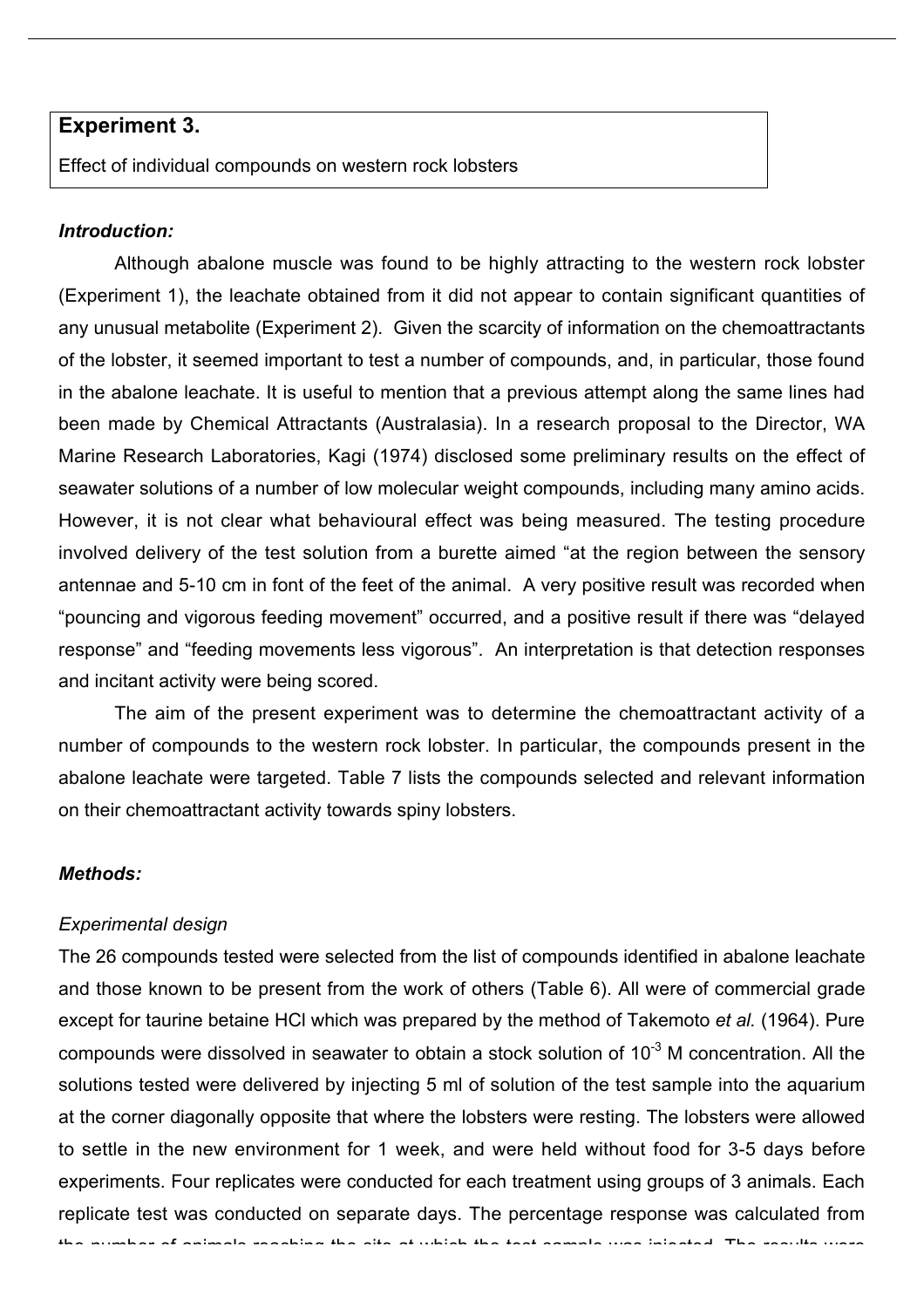**Experiment 3.**

Effect of individual compounds on western rock lobsters

***Introduction:***

Although abalone muscle was found to be highly attracting to the western rock lobster (Experiment 1), the leachate obtained from it did not appear to contain significant quantities of any unusual metabolite (Experiment 2). Given the scarcity of information on the chemoattractants of the lobster, it seemed important to test a number of compounds, and, in particular, those found in the abalone leachate. It is useful to mention that a previous attempt along the same lines had been made by Chemical Attractants (Australasia). In a research proposal to the Director, WA Marine Research Laboratories, Kagi (1974) disclosed some preliminary results on the effect of seawater solutions of a number of low molecular weight compounds, including many amino acids. However, it is not clear what behavioural effect was being measured. The testing procedure involved delivery of the test solution from a burette aimed "at the region between the sensory antennae and 5-10 cm in font of the feet of the animal. A very positive result was recorded when "pouncing and vigorous feeding movement" occurred, and a positive result if there was "delayed response" and "feeding movements less vigorous". An interpretation is that detection responses and incitant activity were being scored.

The aim of the present experiment was to determine the chemoattractant activity of a number of compounds to the western rock lobster. In particular, the compounds present in the abalone leachate were targeted. Table 7 lists the compounds selected and relevant information on their chemoattractant activity towards spiny lobsters.

***Methods:***

*Experimental design*

The 26 compounds tested were selected from the list of compounds identified in abalone leachate and those known to be present from the work of others (Table 6). All were of commercial grade except for taurine betaine HCl which was prepared by the method of Takemoto *et al.* (1964). Pure compounds were dissolved in seawater to obtain a stock solution of $10^{-3}$ M concentration. All the solutions tested were delivered by injecting 5 ml of solution of the test sample into the aquarium at the corner diagonally opposite that where the lobsters were resting. The lobsters were allowed to settle in the new environment for 1 week, and were held without food for 3-5 days before experiments. Four replicates were conducted for each treatment using groups of 3 animals. Each replicate test was conducted on separate days. The percentage response was calculated from the number of animals reaching the site at which the test sample was injected. The results were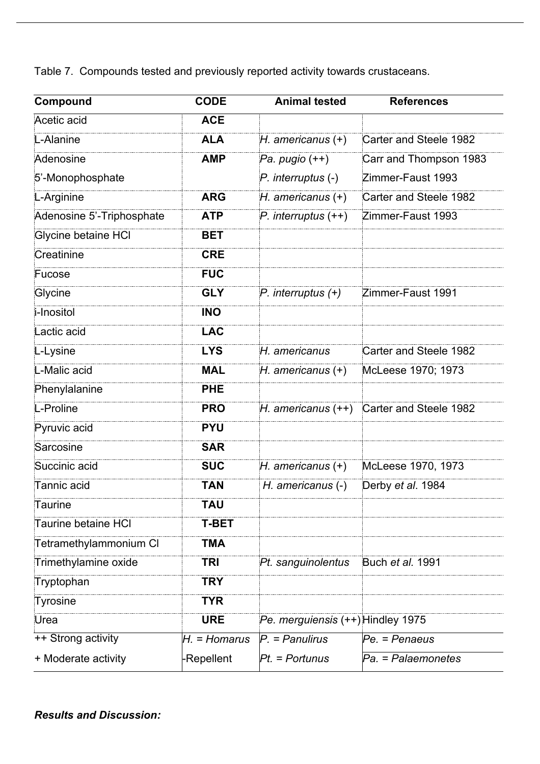Table 7. Compounds tested and previously reported activity towards crustaceans.

| Compound | CODE | Animal tested | References |
|---|---|---|---|
| Acetic acid | **ACE** | | |
| L-Alanine | **ALA** | *H. americanus* (+) | Carter and Steele 1982 |
| Adenosine 5'-Monophosphate | **AMP** | *Pa. pugio* (++) *P. interruptus* (-) | Carr and Thompson 1983 Zimmer-Faust 1993 |
| L-Arginine | **ARG** | *H. americanus* (+) | Carter and Steele 1982 |
| Adenosine 5'-Triphosphate | **ATP** | *P. interruptus* (++) | Zimmer-Faust 1993 |
| Glycine betaine HCl | **BET** | | |
| Creatinine | **CRE** | | |
| Fucose | **FUC** | | |
| Glycine | **GLY** | *P. interruptus (+)* | Zimmer-Faust 1991 |
| i-Inositol | **INO** | | |
| Lactic acid | **LAC** | | |
| L-Lysine | **LYS** | *H. americanus* | Carter and Steele 1982 |
| L-Malic acid | **MAL** | *H. americanus* (+) | McLeese 1970; 1973 |
| Phenylalanine | **PHE** | | |
| L-Proline | **PRO** | *H. americanus* (++) | Carter and Steele 1982 |
| Pyruvic acid | **PYU** | | |
| Sarcosine | **SAR** | | |
| Succinic acid | **SUC** | *H. americanus* (+) | McLeese 1970, 1973 |
| Tannic acid | **TAN** | *H. americanus* (-) | Derby *et al*. 1984 |
| Taurine | **TAU** | | |
| Taurine betaine HCl | **T-BET** | | |
| Tetramethylammonium Cl | **TMA** | | |
| Trimethylamine oxide | **TRI** | *Pt. sanguinolentus* | Buch *et al.* 1991 |
| Tryptophan | **TRY** | | |
| Tyrosine | **TYR** | | |
| Urea | **URE** | *Pe. merguiensis* (++) | Hindley 1975 |
| ++ Strong activity | *H. = Homarus* | *P. = Panulirus* | *Pe. = Penaeus* |
| + Moderate activity | -Repellent | *Pt. = Portunus* | *Pa. = Palaemonetes* |

***Results and Discussion:***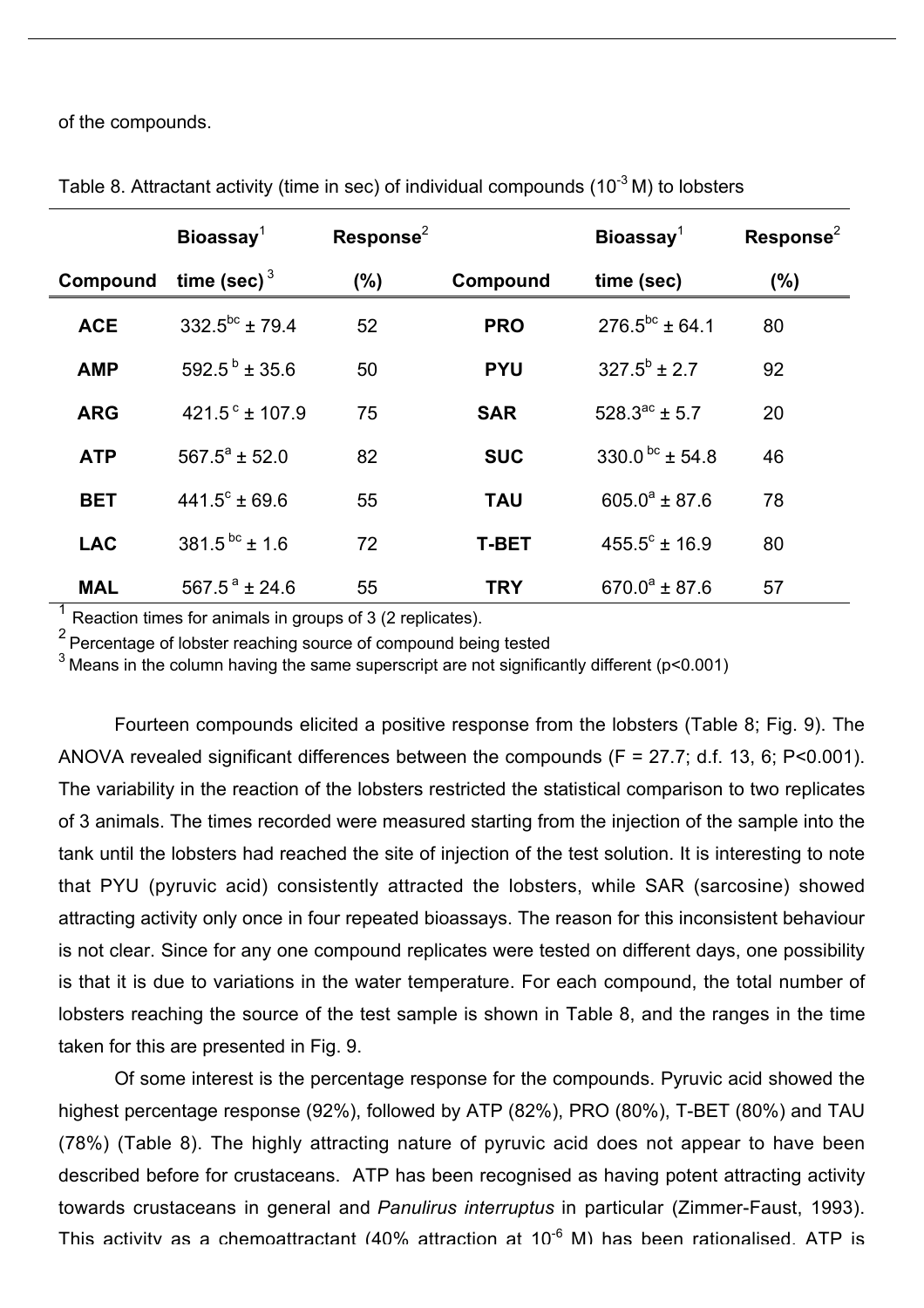of the compounds.

Table 8. Attractant activity (time in sec) of individual compounds ($10^{-3}$ M) to lobsters

| Compound | Bioassay[1] time (sec)[3] | Response[2] (%) | Compound | Bioassay[1] time (sec) | Response[2] (%) |
|---|---|---|---|---|---|
| **ACE** | $332.5^{bc} \pm 79.4$ | 52 | **PRO** | $276.5^{bc} \pm 64.1$ | 80 |
| **AMP** | $592.5^{b} \pm 35.6$ | 50 | **PYU** | $327.5^{b} \pm 2.7$ | 92 |
| **ARG** | $421.5^{c} \pm 107.9$ | 75 | **SAR** | $528.3^{ac} \pm 5.7$ | 20 |
| **ATP** | $567.5^{a} \pm 52.0$ | 82 | **SUC** | $330.0^{bc} \pm 54.8$ | 46 |
| **BET** | $441.5^{c} \pm 69.6$ | 55 | **TAU** | $605.0^{a} \pm 87.6$ | 78 |
| **LAC** | $381.5^{bc} \pm 1.6$ | 72 | **T-BET** | $455.5^{c} \pm 16.9$ | 80 |
| **MAL** | $567.5^{a} \pm 24.6$ | 55 | **TRY** | $670.0^{a} \pm 87.6$ | 57 |

[1] Reaction times for animals in groups of 3 (2 replicates).
[2] Percentage of lobster reaching source of compound being tested
[3] Means in the column having the same superscript are not significantly different ($p<0.001$)

Fourteen compounds elicited a positive response from the lobsters (Table 8; Fig. 9). The ANOVA revealed significant differences between the compounds ($F = 27.7$; d.f. 13, 6; $P<0.001$). The variability in the reaction of the lobsters restricted the statistical comparison to two replicates of 3 animals. The times recorded were measured starting from the injection of the sample into the tank until the lobsters had reached the site of injection of the test solution. It is interesting to note that PYU (pyruvic acid) consistently attracted the lobsters, while SAR (sarcosine) showed attracting activity only once in four repeated bioassays. The reason for this inconsistent behaviour is not clear. Since for any one compound replicates were tested on different days, one possibility is that it is due to variations in the water temperature. For each compound, the total number of lobsters reaching the source of the test sample is shown in Table 8, and the ranges in the time taken for this are presented in Fig. 9.

Of some interest is the percentage response for the compounds. Pyruvic acid showed the highest percentage response (92%), followed by ATP (82%), PRO (80%), T-BET (80%) and TAU (78%) (Table 8). The highly attracting nature of pyruvic acid does not appear to have been described before for crustaceans. ATP has been recognised as having potent attracting activity towards crustaceans in general and *Panulirus interruptus* in particular (Zimmer-Faust, 1993). This activity as a chemoattractant (40% attraction at $10^{-6}$ M) has been rationalised. ATP is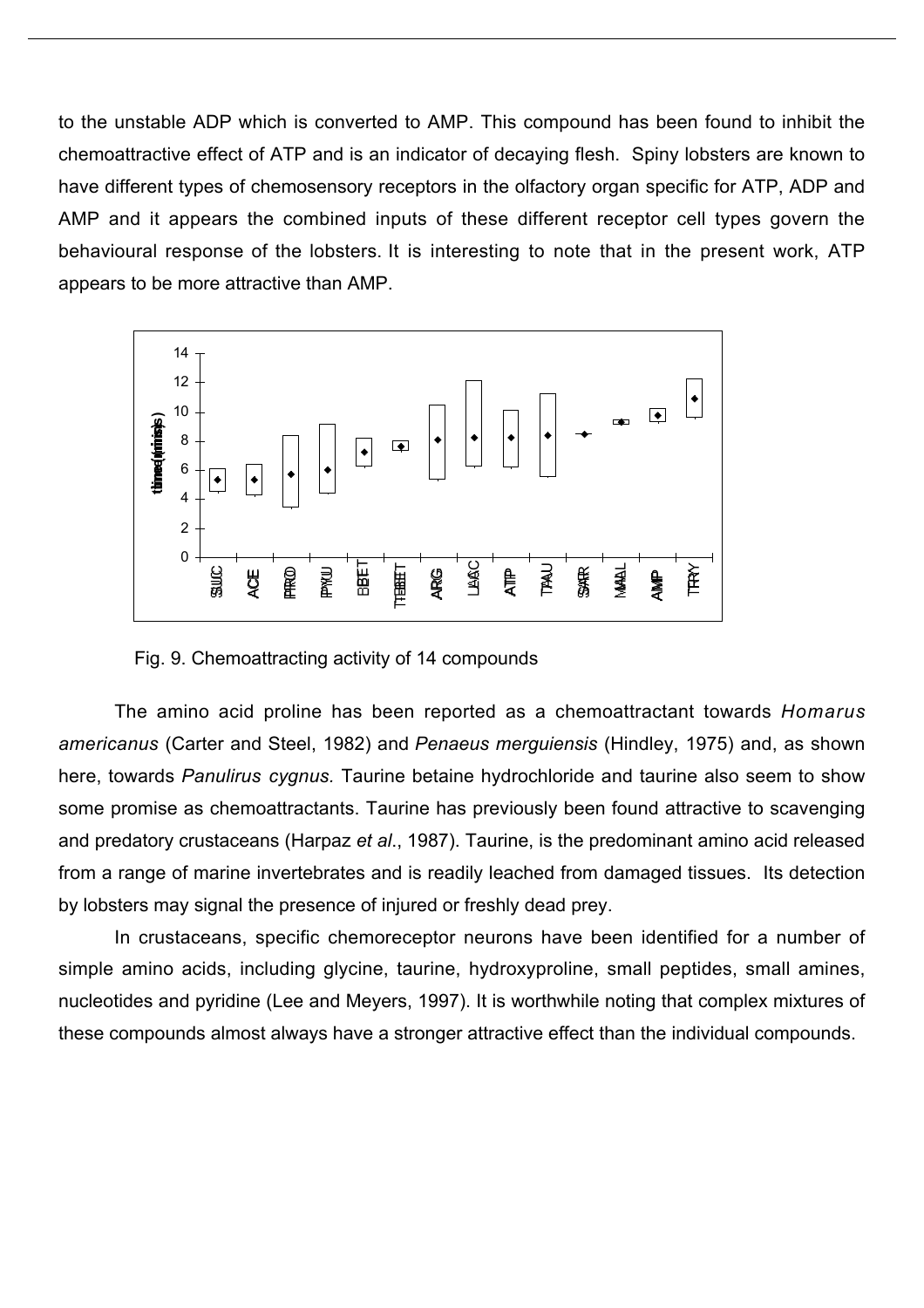to the unstable ADP which is converted to AMP. This compound has been found to inhibit the chemoattractive effect of ATP and is an indicator of decaying flesh. Spiny lobsters are known to have different types of chemosensory receptors in the olfactory organ specific for ATP, ADP and AMP and it appears the combined inputs of these different receptor cell types govern the behavioural response of the lobsters. It is interesting to note that in the present work, ATP appears to be more attractive than AMP.

Fig. 9. Chemoattracting activity of 14 compounds

The amino acid proline has been reported as a chemoattractant towards *Homarus americanus* (Carter and Steel, 1982) and *Penaeus merguiensis* (Hindley, 1975) and, as shown here, towards *Panulirus cygnus.* Taurine betaine hydrochloride and taurine also seem to show some promise as chemoattractants. Taurine has previously been found attractive to scavenging and predatory crustaceans (Harpaz *et al*., 1987). Taurine, is the predominant amino acid released from a range of marine invertebrates and is readily leached from damaged tissues. Its detection by lobsters may signal the presence of injured or freshly dead prey.

In crustaceans, specific chemoreceptor neurons have been identified for a number of simple amino acids, including glycine, taurine, hydroxyproline, small peptides, small amines, nucleotides and pyridine (Lee and Meyers, 1997). It is worthwhile noting that complex mixtures of these compounds almost always have a stronger attractive effect than the individual compounds.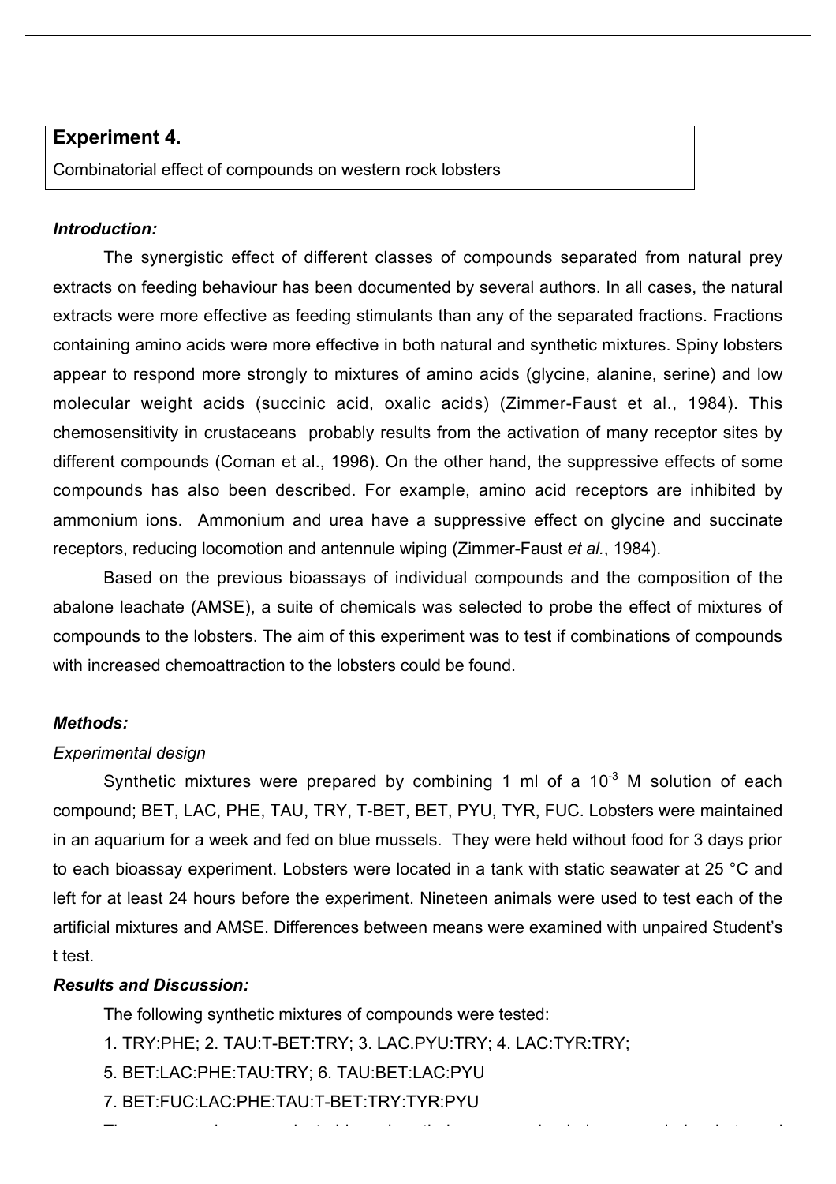**Experiment 4.**

Combinatorial effect of compounds on western rock lobsters

***Introduction:***

The synergistic effect of different classes of compounds separated from natural prey extracts on feeding behaviour has been documented by several authors. In all cases, the natural extracts were more effective as feeding stimulants than any of the separated fractions. Fractions containing amino acids were more effective in both natural and synthetic mixtures. Spiny lobsters appear to respond more strongly to mixtures of amino acids (glycine, alanine, serine) and low molecular weight acids (succinic acid, oxalic acids) (Zimmer-Faust et al., 1984). This chemosensitivity in crustaceans probably results from the activation of many receptor sites by different compounds (Coman et al., 1996). On the other hand, the suppressive effects of some compounds has also been described. For example, amino acid receptors are inhibited by ammonium ions. Ammonium and urea have a suppressive effect on glycine and succinate receptors, reducing locomotion and antennule wiping (Zimmer-Faust *et al.*, 1984).

Based on the previous bioassays of individual compounds and the composition of the abalone leachate (AMSE), a suite of chemicals was selected to probe the effect of mixtures of compounds to the lobsters. The aim of this experiment was to test if combinations of compounds with increased chemoattraction to the lobsters could be found.

***Methods:***

*Experimental design*

Synthetic mixtures were prepared by combining 1 ml of a $10^{-3}$ M solution of each compound; BET, LAC, PHE, TAU, TRY, T-BET, BET, PYU, TYR, FUC. Lobsters were maintained in an aquarium for a week and fed on blue mussels. They were held without food for 3 days prior to each bioassay experiment. Lobsters were located in a tank with static seawater at 25 °C and left for at least 24 hours before the experiment. Nineteen animals were used to test each of the artificial mixtures and AMSE. Differences between means were examined with unpaired Student's t test.

***Results and Discussion:***

The following synthetic mixtures of compounds were tested:

1. TRY:PHE; 2. TAU:T-BET:TRY; 3. LAC.PYU:TRY; 4. LAC:TYR:TRY;

5. BET:LAC:PHE:TAU:TRY; 6. TAU:BET:LAC:PYU

7. BET:FUC:LAC:PHE:TAU:T-BET:TRY:TYR:PYU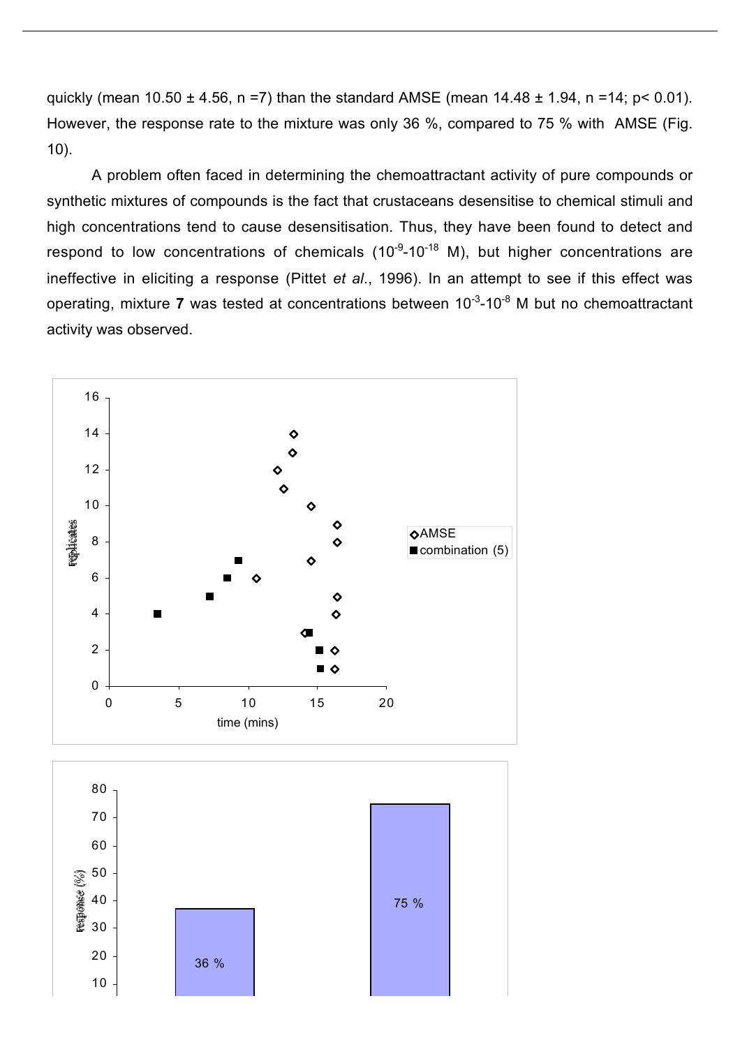quickly (mean 10.50 ± 4.56, n =7) than the standard AMSE (mean 14.48 ± 1.94, n =14; $p < 0.01$). However, the response rate to the mixture was only 36 %, compared to 75 % with AMSE (Fig. 10).

A problem often faced in determining the chemoattractant activity of pure compounds or synthetic mixtures of compounds is the fact that crustaceans desensitise to chemical stimuli and high concentrations tend to cause desensitisation. Thus, they have been found to detect and respond to low concentrations of chemicals ($10^{-9}$-$10^{-18}$ M), but higher concentrations are ineffective in eliciting a response (Pittet *et al.*, 1996). In an attempt to see if this effect was operating, mixture **7** was tested at concentrations between $10^{-3}$-$10^{-8}$ M but no chemoattractant activity was observed.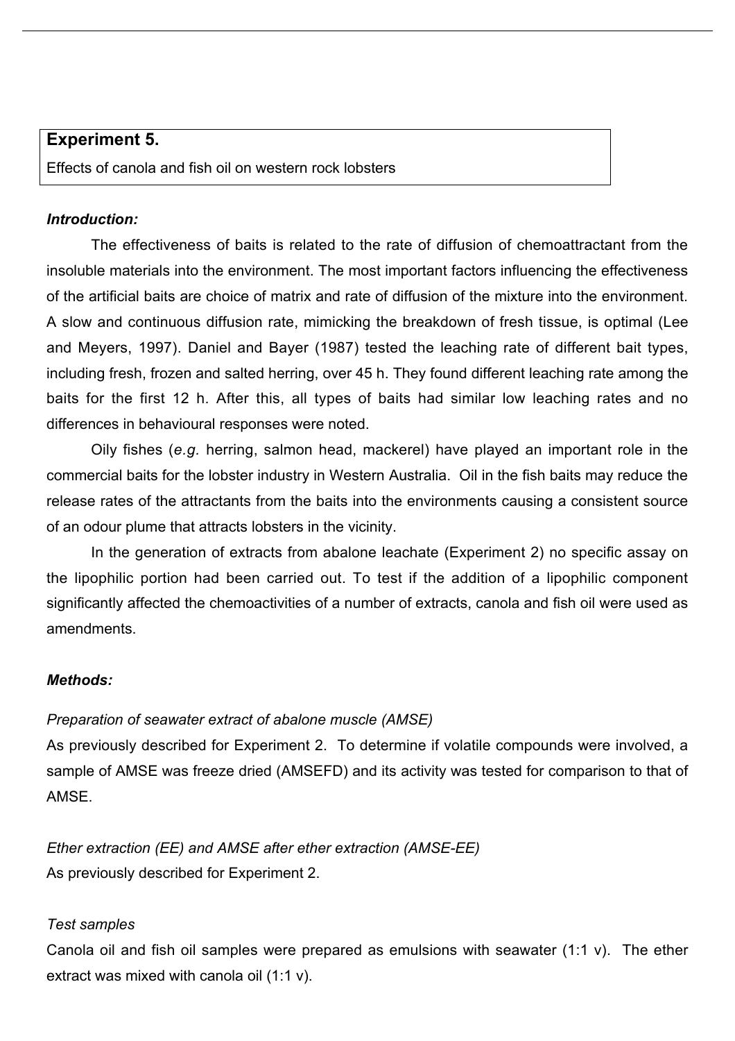**Experiment 5.**

Effects of canola and fish oil on western rock lobsters

***Introduction:***

The effectiveness of baits is related to the rate of diffusion of chemoattractant from the insoluble materials into the environment. The most important factors influencing the effectiveness of the artificial baits are choice of matrix and rate of diffusion of the mixture into the environment. A slow and continuous diffusion rate, mimicking the breakdown of fresh tissue, is optimal (Lee and Meyers, 1997). Daniel and Bayer (1987) tested the leaching rate of different bait types, including fresh, frozen and salted herring, over 45 h. They found different leaching rate among the baits for the first 12 h. After this, all types of baits had similar low leaching rates and no differences in behavioural responses were noted.

Oily fishes (*e.g.* herring, salmon head, mackerel) have played an important role in the commercial baits for the lobster industry in Western Australia. Oil in the fish baits may reduce the release rates of the attractants from the baits into the environments causing a consistent source of an odour plume that attracts lobsters in the vicinity.

In the generation of extracts from abalone leachate (Experiment 2) no specific assay on the lipophilic portion had been carried out. To test if the addition of a lipophilic component significantly affected the chemoactivities of a number of extracts, canola and fish oil were used as amendments.

***Methods:***

*Preparation of seawater extract of abalone muscle (AMSE)*

As previously described for Experiment 2. To determine if volatile compounds were involved, a sample of AMSE was freeze dried (AMSEFD) and its activity was tested for comparison to that of AMSE.

*Ether extraction (EE) and AMSE after ether extraction (AMSE-EE)*

As previously described for Experiment 2.

*Test samples*

Canola oil and fish oil samples were prepared as emulsions with seawater (1:1 v). The ether extract was mixed with canola oil (1:1 v).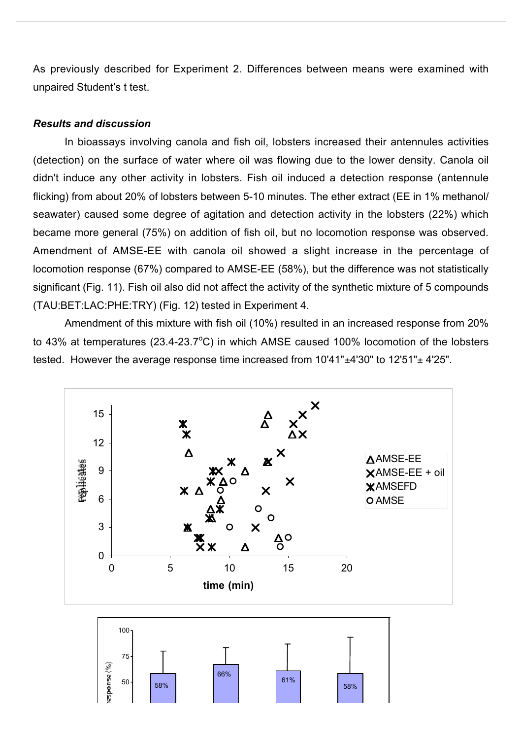As previously described for Experiment 2. Differences between means were examined with unpaired Student's t test.

***Results and discussion***

In bioassays involving canola and fish oil, lobsters increased their antennules activities (detection) on the surface of water where oil was flowing due to the lower density. Canola oil didn't induce any other activity in lobsters. Fish oil induced a detection response (antennule flicking) from about 20% of lobsters between 5-10 minutes. The ether extract (EE in 1% methanol/ seawater) caused some degree of agitation and detection activity in the lobsters (22%) which became more general (75%) on addition of fish oil, but no locomotion response was observed. Amendment of AMSE-EE with canola oil showed a slight increase in the percentage of locomotion response (67%) compared to AMSE-EE (58%), but the difference was not statistically significant (Fig. 11). Fish oil also did not affect the activity of the synthetic mixture of 5 compounds (TAU:BET:LAC:PHE:TRY) (Fig. 12) tested in Experiment 4.

Amendment of this mixture with fish oil (10%) resulted in an increased response from 20% to 43% at temperatures (23.4-23.7°C) in which AMSE caused 100% locomotion of the lobsters tested. However the average response time increased from 10'41"±4'30" to 12'51"± 4'25".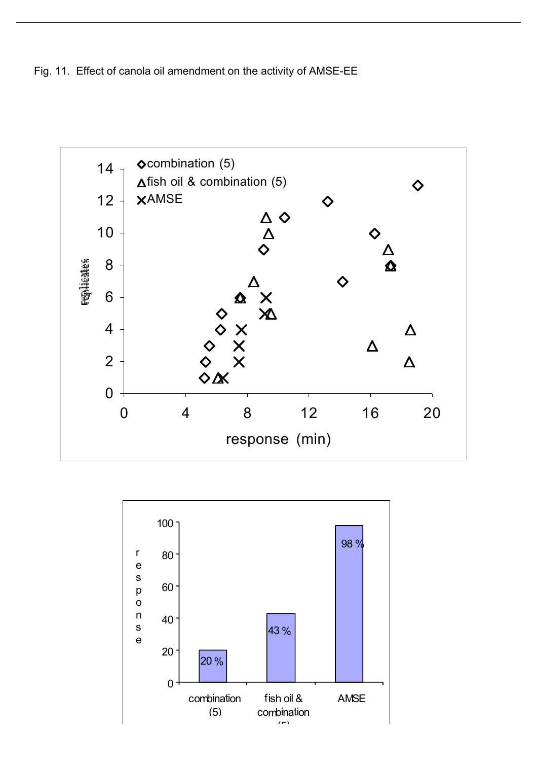Fig. 11. Effect of canola oil amendment on the activity of AMSE-EE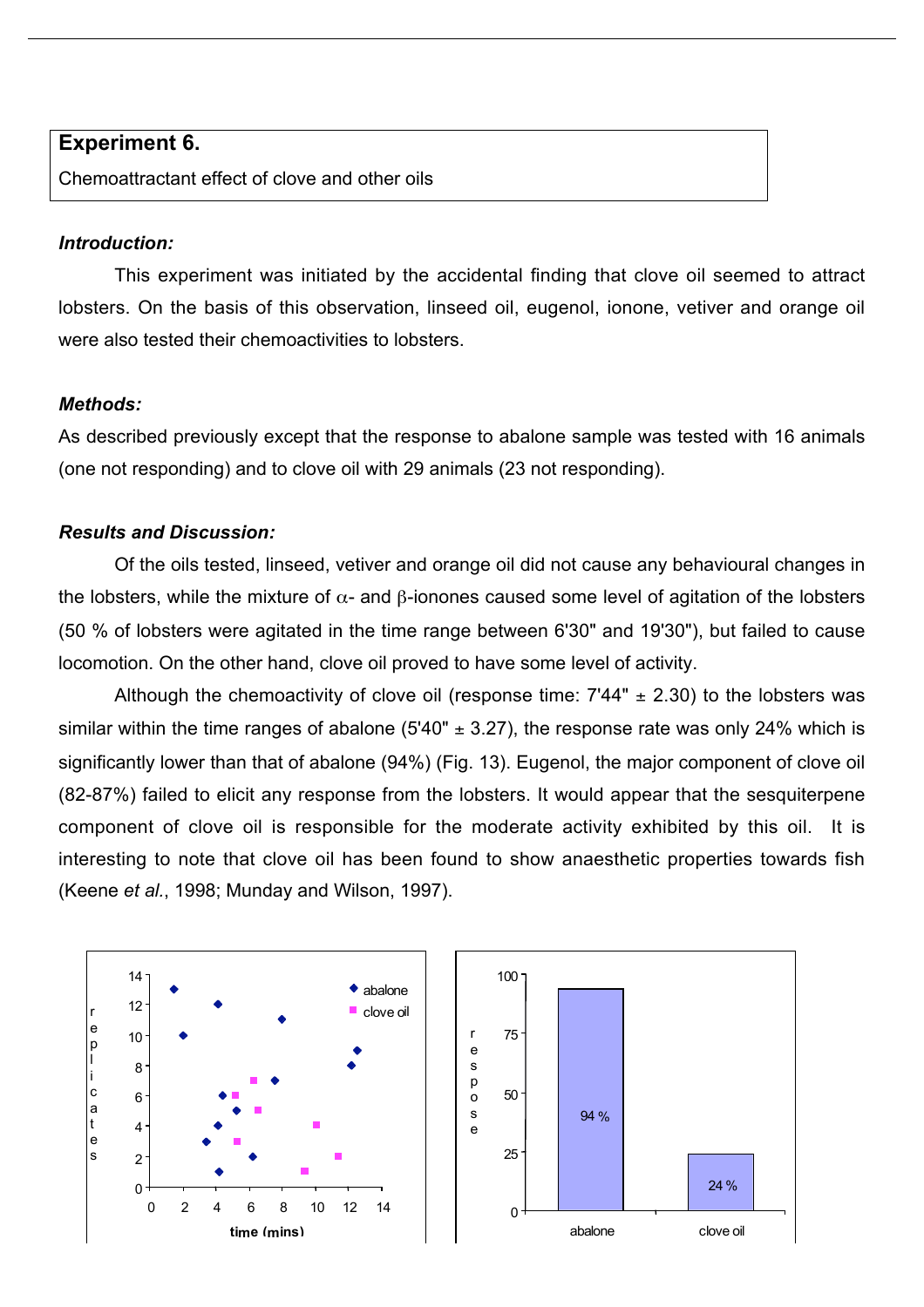## Experiment 6.

Chemoattractant effect of clove and other oils

### *Introduction:*

This experiment was initiated by the accidental finding that clove oil seemed to attract lobsters. On the basis of this observation, linseed oil, eugenol, ionone, vetiver and orange oil were also tested their chemoactivities to lobsters.

### *Methods:*

As described previously except that the response to abalone sample was tested with 16 animals (one not responding) and to clove oil with 29 animals (23 not responding).

### *Results and Discussion:*

Of the oils tested, linseed, vetiver and orange oil did not cause any behavioural changes in the lobsters, while the mixture of $\alpha$- and $\beta$-ionones caused some level of agitation of the lobsters (50 % of lobsters were agitated in the time range between 6'30" and 19'30"), but failed to cause locomotion. On the other hand, clove oil proved to have some level of activity.

Although the chemoactivity of clove oil (response time: 7'44" ± 2.30) to the lobsters was similar within the time ranges of abalone (5'40" ± 3.27), the response rate was only 24% which is significantly lower than that of abalone (94%) (Fig. 13). Eugenol, the major component of clove oil (82-87%) failed to elicit any response from the lobsters. It would appear that the sesquiterpene component of clove oil is responsible for the moderate activity exhibited by this oil. It is interesting to note that clove oil has been found to show anaesthetic properties towards fish (Keene *et al.*, 1998; Munday and Wilson, 1997).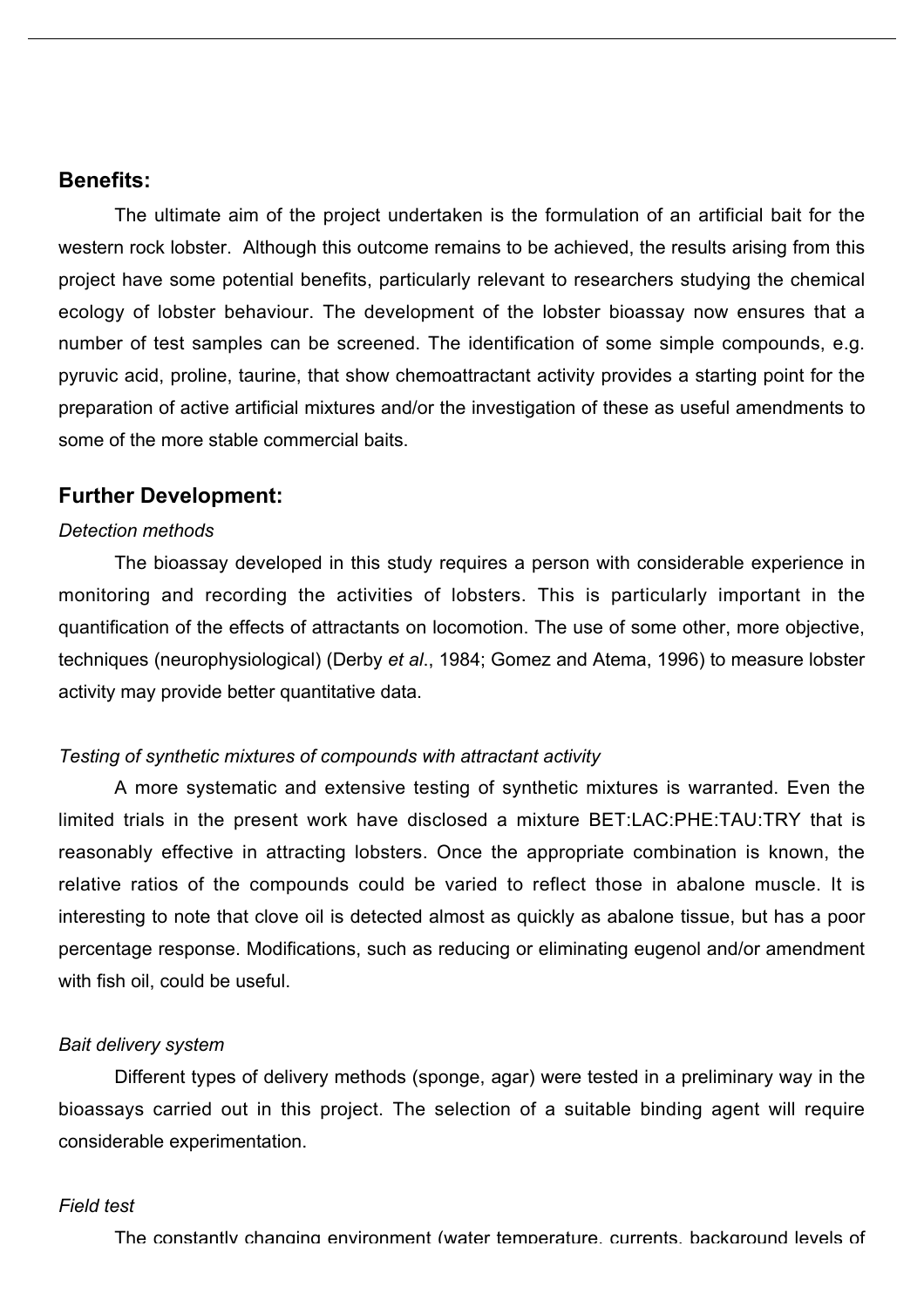## Benefits:

The ultimate aim of the project undertaken is the formulation of an artificial bait for the western rock lobster. Although this outcome remains to be achieved, the results arising from this project have some potential benefits, particularly relevant to researchers studying the chemical ecology of lobster behaviour. The development of the lobster bioassay now ensures that a number of test samples can be screened. The identification of some simple compounds, e.g. pyruvic acid, proline, taurine, that show chemoattractant activity provides a starting point for the preparation of active artificial mixtures and/or the investigation of these as useful amendments to some of the more stable commercial baits.

## Further Development:

*Detection methods*

The bioassay developed in this study requires a person with considerable experience in monitoring and recording the activities of lobsters. This is particularly important in the quantification of the effects of attractants on locomotion. The use of some other, more objective, techniques (neurophysiological) (Derby *et al*., 1984; Gomez and Atema, 1996) to measure lobster activity may provide better quantitative data.

*Testing of synthetic mixtures of compounds with attractant activity*

A more systematic and extensive testing of synthetic mixtures is warranted. Even the limited trials in the present work have disclosed a mixture BET:LAC:PHE:TAU:TRY that is reasonably effective in attracting lobsters. Once the appropriate combination is known, the relative ratios of the compounds could be varied to reflect those in abalone muscle. It is interesting to note that clove oil is detected almost as quickly as abalone tissue, but has a poor percentage response. Modifications, such as reducing or eliminating eugenol and/or amendment with fish oil, could be useful.

*Bait delivery system*

Different types of delivery methods (sponge, agar) were tested in a preliminary way in the bioassays carried out in this project. The selection of a suitable binding agent will require considerable experimentation.

*Field test*

The constantly changing environment (water temperature, currents, background levels of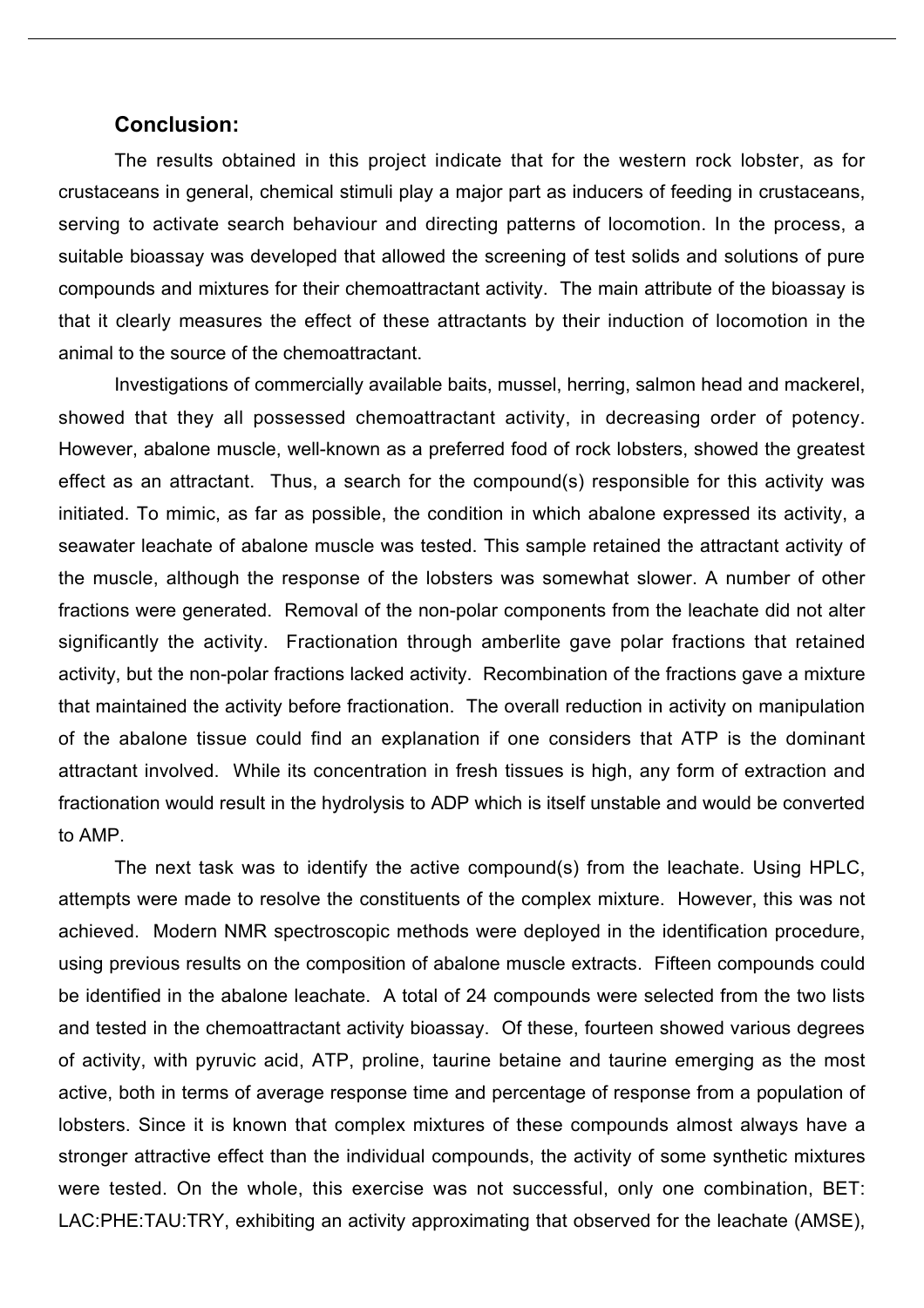## Conclusion:

The results obtained in this project indicate that for the western rock lobster, as for crustaceans in general, chemical stimuli play a major part as inducers of feeding in crustaceans, serving to activate search behaviour and directing patterns of locomotion. In the process, a suitable bioassay was developed that allowed the screening of test solids and solutions of pure compounds and mixtures for their chemoattractant activity. The main attribute of the bioassay is that it clearly measures the effect of these attractants by their induction of locomotion in the animal to the source of the chemoattractant.

Investigations of commercially available baits, mussel, herring, salmon head and mackerel, showed that they all possessed chemoattractant activity, in decreasing order of potency. However, abalone muscle, well-known as a preferred food of rock lobsters, showed the greatest effect as an attractant. Thus, a search for the compound(s) responsible for this activity was initiated. To mimic, as far as possible, the condition in which abalone expressed its activity, a seawater leachate of abalone muscle was tested. This sample retained the attractant activity of the muscle, although the response of the lobsters was somewhat slower. A number of other fractions were generated. Removal of the non-polar components from the leachate did not alter significantly the activity. Fractionation through amberlite gave polar fractions that retained activity, but the non-polar fractions lacked activity. Recombination of the fractions gave a mixture that maintained the activity before fractionation. The overall reduction in activity on manipulation of the abalone tissue could find an explanation if one considers that ATP is the dominant attractant involved. While its concentration in fresh tissues is high, any form of extraction and fractionation would result in the hydrolysis to ADP which is itself unstable and would be converted to AMP.

The next task was to identify the active compound(s) from the leachate. Using HPLC, attempts were made to resolve the constituents of the complex mixture. However, this was not achieved. Modern NMR spectroscopic methods were deployed in the identification procedure, using previous results on the composition of abalone muscle extracts. Fifteen compounds could be identified in the abalone leachate. A total of 24 compounds were selected from the two lists and tested in the chemoattractant activity bioassay. Of these, fourteen showed various degrees of activity, with pyruvic acid, ATP, proline, taurine betaine and taurine emerging as the most active, both in terms of average response time and percentage of response from a population of lobsters. Since it is known that complex mixtures of these compounds almost always have a stronger attractive effect than the individual compounds, the activity of some synthetic mixtures were tested. On the whole, this exercise was not successful, only one combination, BET: LAC:PHE:TAU:TRY, exhibiting an activity approximating that observed for the leachate (AMSE),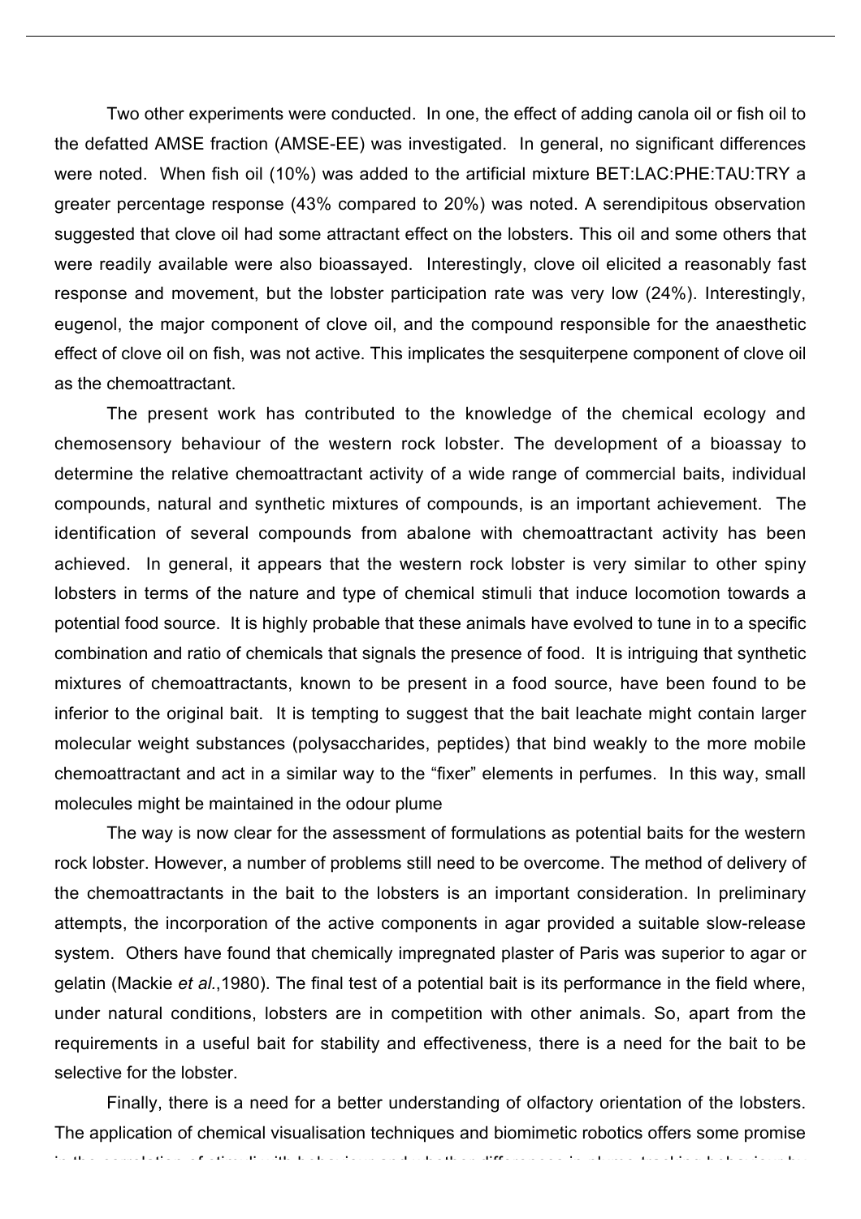Two other experiments were conducted. In one, the effect of adding canola oil or fish oil to the defatted AMSE fraction (AMSE-EE) was investigated. In general, no significant differences were noted. When fish oil (10%) was added to the artificial mixture BET:LAC:PHE:TAU:TRY a greater percentage response (43% compared to 20%) was noted. A serendipitous observation suggested that clove oil had some attractant effect on the lobsters. This oil and some others that were readily available were also bioassayed. Interestingly, clove oil elicited a reasonably fast response and movement, but the lobster participation rate was very low (24%). Interestingly, eugenol, the major component of clove oil, and the compound responsible for the anaesthetic effect of clove oil on fish, was not active. This implicates the sesquiterpene component of clove oil as the chemoattractant.

The present work has contributed to the knowledge of the chemical ecology and chemosensory behaviour of the western rock lobster. The development of a bioassay to determine the relative chemoattractant activity of a wide range of commercial baits, individual compounds, natural and synthetic mixtures of compounds, is an important achievement. The identification of several compounds from abalone with chemoattractant activity has been achieved. In general, it appears that the western rock lobster is very similar to other spiny lobsters in terms of the nature and type of chemical stimuli that induce locomotion towards a potential food source. It is highly probable that these animals have evolved to tune in to a specific combination and ratio of chemicals that signals the presence of food. It is intriguing that synthetic mixtures of chemoattractants, known to be present in a food source, have been found to be inferior to the original bait. It is tempting to suggest that the bait leachate might contain larger molecular weight substances (polysaccharides, peptides) that bind weakly to the more mobile chemoattractant and act in a similar way to the "fixer" elements in perfumes. In this way, small molecules might be maintained in the odour plume

The way is now clear for the assessment of formulations as potential baits for the western rock lobster. However, a number of problems still need to be overcome. The method of delivery of the chemoattractants in the bait to the lobsters is an important consideration. In preliminary attempts, the incorporation of the active components in agar provided a suitable slow-release system. Others have found that chemically impregnated plaster of Paris was superior to agar or gelatin (Mackie *et al.*,1980). The final test of a potential bait is its performance in the field where, under natural conditions, lobsters are in competition with other animals. So, apart from the requirements in a useful bait for stability and effectiveness, there is a need for the bait to be selective for the lobster.

Finally, there is a need for a better understanding of olfactory orientation of the lobsters. The application of chemical visualisation techniques and biomimetic robotics offers some promise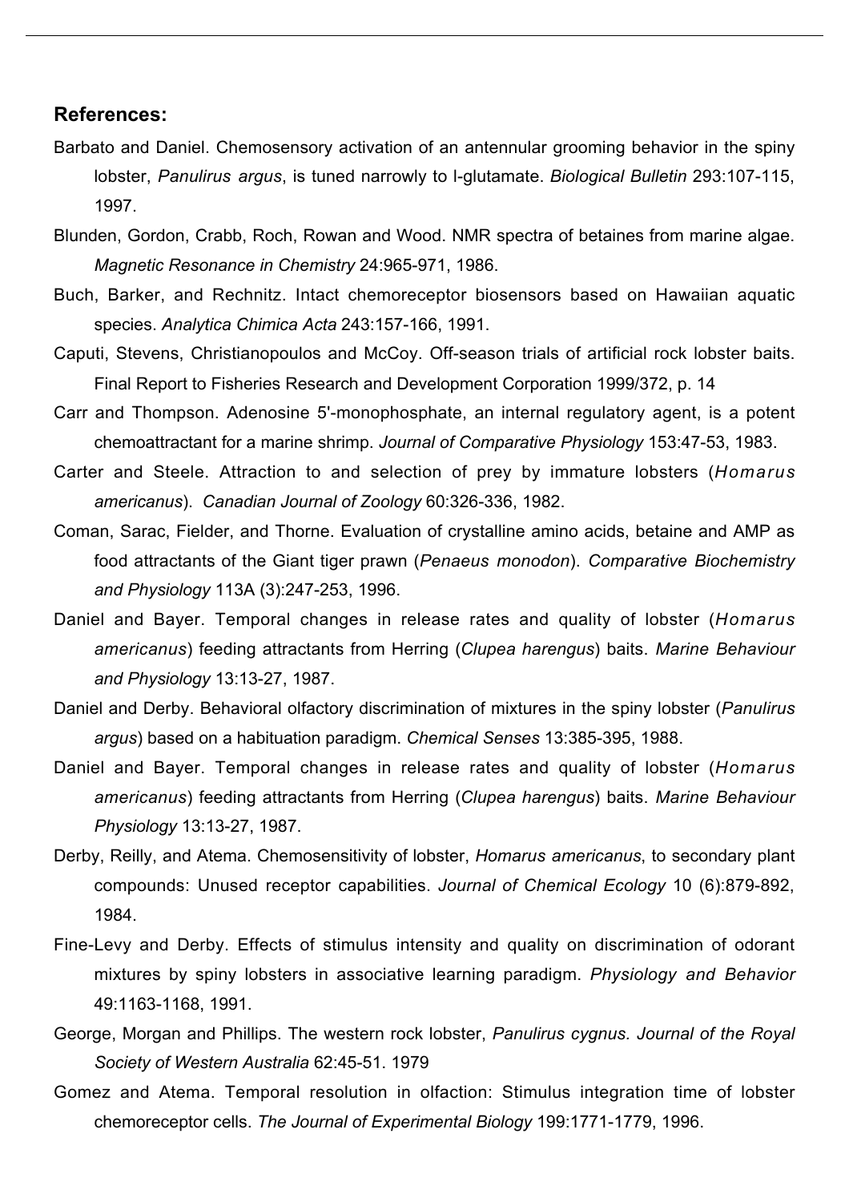**References:**

Barbato and Daniel. Chemosensory activation of an antennular grooming behavior in the spiny lobster, *Panulirus argus*, is tuned narrowly to l-glutamate. *Biological Bulletin* 293:107-115, 1997.

Blunden, Gordon, Crabb, Roch, Rowan and Wood. NMR spectra of betaines from marine algae. *Magnetic Resonance in Chemistry* 24:965-971, 1986.

Buch, Barker, and Rechnitz. Intact chemoreceptor biosensors based on Hawaiian aquatic species. *Analytica Chimica Acta* 243:157-166, 1991.

Caputi, Stevens, Christianopoulos and McCoy. Off-season trials of artificial rock lobster baits. Final Report to Fisheries Research and Development Corporation 1999/372, p. 14

Carr and Thompson. Adenosine 5'-monophosphate, an internal regulatory agent, is a potent chemoattractant for a marine shrimp. *Journal of Comparative Physiology* 153:47-53, 1983.

Carter and Steele. Attraction to and selection of prey by immature lobsters (*Homarus americanus*). *Canadian Journal of Zoology* 60:326-336, 1982.

Coman, Sarac, Fielder, and Thorne. Evaluation of crystalline amino acids, betaine and AMP as food attractants of the Giant tiger prawn (*Penaeus monodon*). *Comparative Biochemistry and Physiology* 113A (3):247-253, 1996.

Daniel and Bayer. Temporal changes in release rates and quality of lobster (*Homarus americanus*) feeding attractants from Herring (*Clupea harengus*) baits. *Marine Behaviour and Physiology* 13:13-27, 1987.

Daniel and Derby. Behavioral olfactory discrimination of mixtures in the spiny lobster (*Panulirus argus*) based on a habituation paradigm. *Chemical Senses* 13:385-395, 1988.

Daniel and Bayer. Temporal changes in release rates and quality of lobster (*Homarus americanus*) feeding attractants from Herring (*Clupea harengus*) baits. *Marine Behaviour Physiology* 13:13-27, 1987.

Derby, Reilly, and Atema. Chemosensitivity of lobster, *Homarus americanus*, to secondary plant compounds: Unused receptor capabilities. *Journal of Chemical Ecology* 10 (6):879-892, 1984.

Fine-Levy and Derby. Effects of stimulus intensity and quality on discrimination of odorant mixtures by spiny lobsters in associative learning paradigm. *Physiology and Behavior* 49:1163-1168, 1991.

George, Morgan and Phillips. The western rock lobster, *Panulirus cygnus. Journal of the Royal Society of Western Australia* 62:45-51. 1979

Gomez and Atema. Temporal resolution in olfaction: Stimulus integration time of lobster chemoreceptor cells. *The Journal of Experimental Biology* 199:1771-1779, 1996.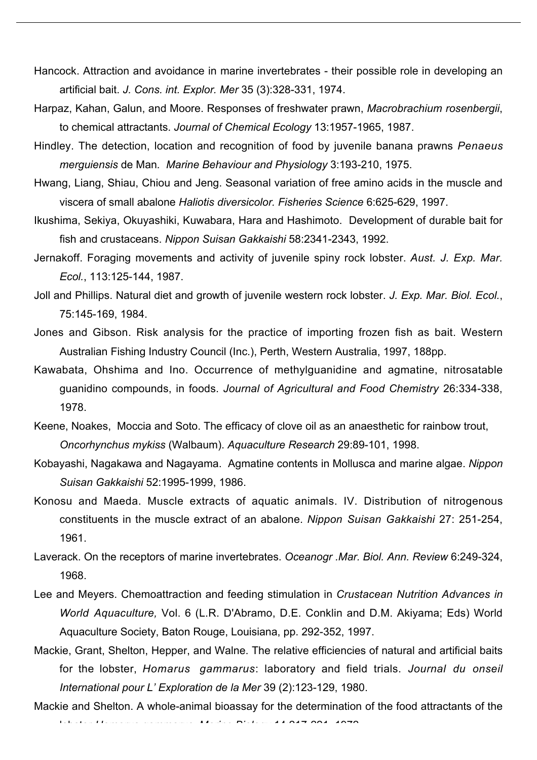Hancock. Attraction and avoidance in marine invertebrates - their possible role in developing an artificial bait. *J. Cons. int. Explor. Mer* 35 (3):328-331, 1974.

Harpaz, Kahan, Galun, and Moore. Responses of freshwater prawn, *Macrobrachium rosenbergii*, to chemical attractants. *Journal of Chemical Ecology* 13:1957-1965, 1987.

Hindley. The detection, location and recognition of food by juvenile banana prawns *Penaeus merguiensis* de Man. *Marine Behaviour and Physiology* 3:193-210, 1975.

Hwang, Liang, Shiau, Chiou and Jeng. Seasonal variation of free amino acids in the muscle and viscera of small abalone *Haliotis diversicolor. Fisheries Science* 6:625-629, 1997.

Ikushima, Sekiya, Okuyashiki, Kuwabara, Hara and Hashimoto. Development of durable bait for fish and crustaceans. *Nippon Suisan Gakkaishi* 58:2341-2343, 1992.

Jernakoff. Foraging movements and activity of juvenile spiny rock lobster. *Aust. J. Exp. Mar. Ecol.*, 113:125-144, 1987.

Joll and Phillips. Natural diet and growth of juvenile western rock lobster. *J. Exp. Mar. Biol. Ecol.*, 75:145-169, 1984.

Jones and Gibson. Risk analysis for the practice of importing frozen fish as bait. Western Australian Fishing Industry Council (Inc.), Perth, Western Australia, 1997, 188pp.

Kawabata, Ohshima and Ino. Occurrence of methylguanidine and agmatine, nitrosatable guanidino compounds, in foods. *Journal of Agricultural and Food Chemistry* 26:334-338, 1978.

Keene, Noakes, Moccia and Soto. The efficacy of clove oil as an anaesthetic for rainbow trout, *Oncorhynchus mykiss* (Walbaum). *Aquaculture Research* 29:89-101, 1998.

Kobayashi, Nagakawa and Nagayama. Agmatine contents in Mollusca and marine algae. *Nippon Suisan Gakkaishi* 52:1995-1999, 1986.

Konosu and Maeda. Muscle extracts of aquatic animals. IV. Distribution of nitrogenous constituents in the muscle extract of an abalone. *Nippon Suisan Gakkaishi* 27: 251-254, 1961.

Laverack. On the receptors of marine invertebrates. *Oceanogr .Mar. Biol. Ann. Review* 6:249-324, 1968.

Lee and Meyers. Chemoattraction and feeding stimulation in *Crustacean Nutrition Advances in World Aquaculture,* Vol. 6 (L.R. D'Abramo, D.E. Conklin and D.M. Akiyama; Eds) World Aquaculture Society, Baton Rouge, Louisiana, pp. 292-352, 1997.

Mackie, Grant, Shelton, Hepper, and Walne. The relative efficiencies of natural and artificial baits for the lobster, *Homarus gammarus*: laboratory and field trials. *Journal du onseil International pour L' Exploration de la Mer* 39 (2):123-129, 1980.

Mackie and Shelton. A whole-animal bioassay for the determination of the food attractants of the lobster *Homarus gammarus*. *Marine Biology* 14:217-221, 1972.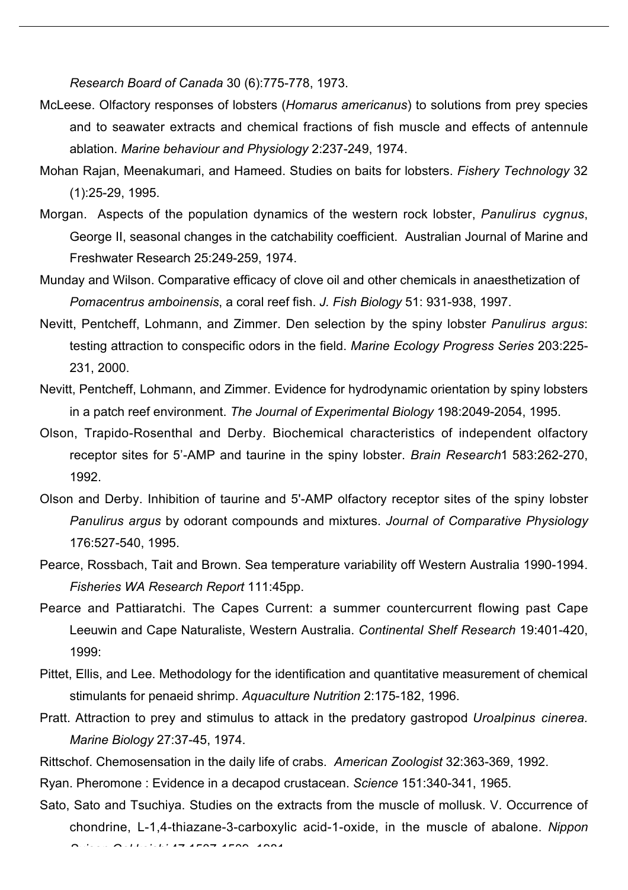*Research Board of Canada* 30 (6):775-778, 1973.

McLeese. Olfactory responses of lobsters (*Homarus americanus*) to solutions from prey species and to seawater extracts and chemical fractions of fish muscle and effects of antennule ablation. *Marine behaviour and Physiology* 2:237-249, 1974.

Mohan Rajan, Meenakumari, and Hameed. Studies on baits for lobsters. *Fishery Technology* 32 (1):25-29, 1995.

Morgan. Aspects of the population dynamics of the western rock lobster, *Panulirus cygnus*, George II, seasonal changes in the catchability coefficient. Australian Journal of Marine and Freshwater Research 25:249-259, 1974.

Munday and Wilson. Comparative efficacy of clove oil and other chemicals in anaesthetization of *Pomacentrus amboinensis*, a coral reef fish. *J. Fish Biology* 51: 931-938, 1997.

Nevitt, Pentcheff, Lohmann, and Zimmer. Den selection by the spiny lobster *Panulirus argus*: testing attraction to conspecific odors in the field. *Marine Ecology Progress Series* 203:225-231, 2000.

Nevitt, Pentcheff, Lohmann, and Zimmer. Evidence for hydrodynamic orientation by spiny lobsters in a patch reef environment. *The Journal of Experimental Biology* 198:2049-2054, 1995.

Olson, Trapido-Rosenthal and Derby. Biochemical characteristics of independent olfactory receptor sites for 5'-AMP and taurine in the spiny lobster. *Brain Research*1 583:262-270, 1992.

Olson and Derby. Inhibition of taurine and 5'-AMP olfactory receptor sites of the spiny lobster *Panulirus argus* by odorant compounds and mixtures. *Journal of Comparative Physiology* 176:527-540, 1995.

Pearce, Rossbach, Tait and Brown. Sea temperature variability off Western Australia 1990-1994. *Fisheries WA Research Report* 111:45pp.

Pearce and Pattiaratchi. The Capes Current: a summer countercurrent flowing past Cape Leeuwin and Cape Naturaliste, Western Australia. *Continental Shelf Research* 19:401-420, 1999:

Pittet, Ellis, and Lee. Methodology for the identification and quantitative measurement of chemical stimulants for penaeid shrimp. *Aquaculture Nutrition* 2:175-182, 1996.

Pratt. Attraction to prey and stimulus to attack in the predatory gastropod *Uroalpinus cinerea. Marine Biology* 27:37-45, 1974.

Rittschof. Chemosensation in the daily life of crabs. *American Zoologist* 32:363-369, 1992.

Ryan. Pheromone : Evidence in a decapod crustacean. *Science* 151:340-341, 1965.

Sato, Sato and Tsuchiya. Studies on the extracts from the muscle of mollusk. V. Occurrence of chondrine, L-1,4-thiazane-3-carboxylic acid-1-oxide, in the muscle of abalone. *Nippon*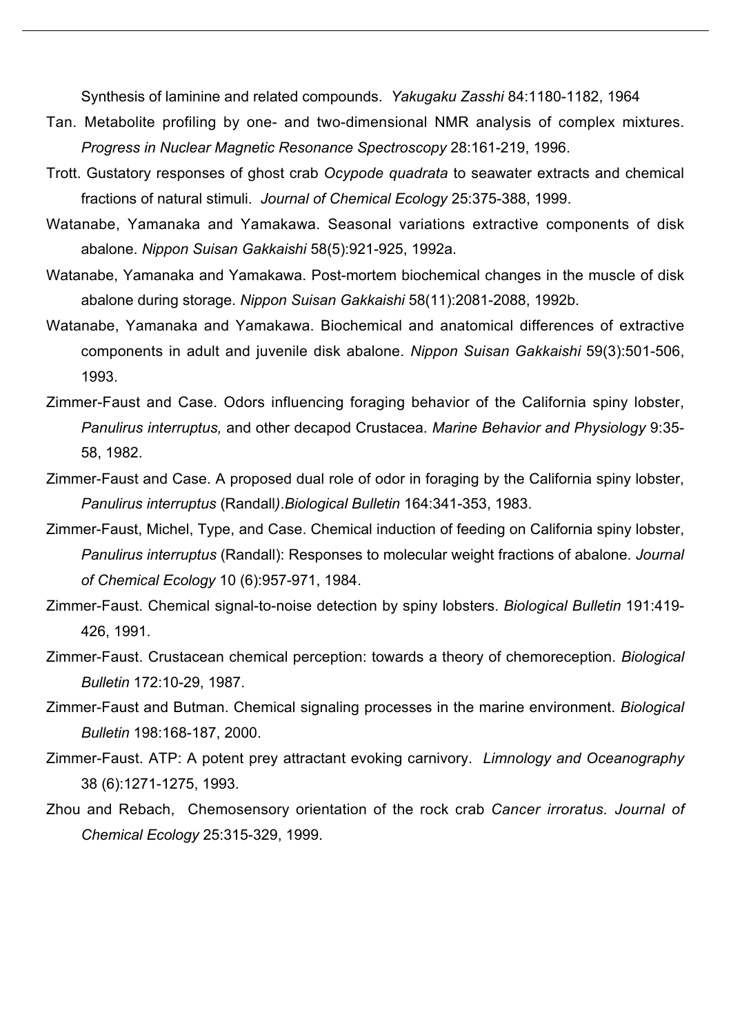Synthesis of laminine and related compounds. *Yakugaku Zasshi* 84:1180-1182, 1964

Tan. Metabolite profiling by one- and two-dimensional NMR analysis of complex mixtures. *Progress in Nuclear Magnetic Resonance Spectroscopy* 28:161-219, 1996.

Trott. Gustatory responses of ghost crab *Ocypode quadrata* to seawater extracts and chemical fractions of natural stimuli. *Journal of Chemical Ecology* 25:375-388, 1999.

Watanabe, Yamanaka and Yamakawa. Seasonal variations extractive components of disk abalone. *Nippon Suisan Gakkaishi* 58(5):921-925, 1992a.

Watanabe, Yamanaka and Yamakawa. Post-mortem biochemical changes in the muscle of disk abalone during storage. *Nippon Suisan Gakkaishi* 58(11):2081-2088, 1992b.

Watanabe, Yamanaka and Yamakawa. Biochemical and anatomical differences of extractive components in adult and juvenile disk abalone. *Nippon Suisan Gakkaishi* 59(3):501-506, 1993.

Zimmer-Faust and Case. Odors influencing foraging behavior of the California spiny lobster, *Panulirus interruptus,* and other decapod Crustacea. *Marine Behavior and Physiology* 9:35-58, 1982.

Zimmer-Faust and Case. A proposed dual role of odor in foraging by the California spiny lobster, *Panulirus interruptus* (Randall*).Biological Bulletin* 164:341-353, 1983.

Zimmer-Faust, Michel, Type, and Case. Chemical induction of feeding on California spiny lobster, *Panulirus interruptus* (Randall): Responses to molecular weight fractions of abalone. *Journal of Chemical Ecology* 10 (6):957-971, 1984.

Zimmer-Faust. Chemical signal-to-noise detection by spiny lobsters. *Biological Bulletin* 191:419-426, 1991.

Zimmer-Faust. Crustacean chemical perception: towards a theory of chemoreception. *Biological Bulletin* 172:10-29, 1987.

Zimmer-Faust and Butman. Chemical signaling processes in the marine environment. *Biological Bulletin* 198:168-187, 2000.

Zimmer-Faust. ATP: A potent prey attractant evoking carnivory. *Limnology and Oceanography* 38 (6):1271-1275, 1993.

Zhou and Rebach, Chemosensory orientation of the rock crab *Cancer irroratus. Journal of Chemical Ecology* 25:315-329, 1999.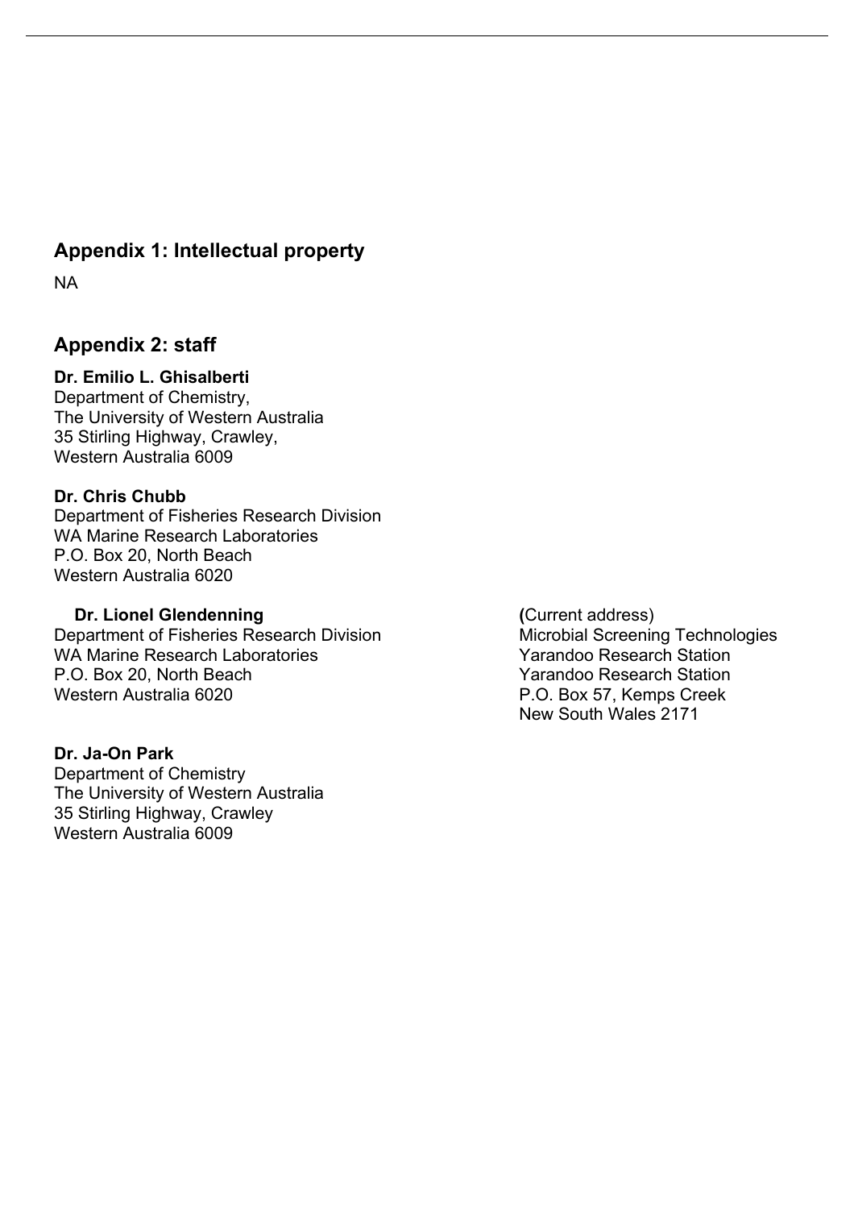## Appendix 1: Intellectual property

NA

## Appendix 2: staff

**Dr. Emilio L. Ghisalberti**
Department of Chemistry,
The University of Western Australia
35 Stirling Highway, Crawley,
Western Australia 6009

**Dr. Chris Chubb**
Department of Fisheries Research Division
WA Marine Research Laboratories
P.O. Box 20, North Beach
Western Australia 6020

**Dr. Lionel Glendenning**
Department of Fisheries Research Division
WA Marine Research Laboratories
P.O. Box 20, North Beach
Western Australia 6020

**(**Current address)
Microbial Screening Technologies
Yarandoo Research Station
Yarandoo Research Station
P.O. Box 57, Kemps Creek
New South Wales 2171

**Dr. Ja-On Park**
Department of Chemistry
The University of Western Australia
35 Stirling Highway, Crawley
Western Australia 6009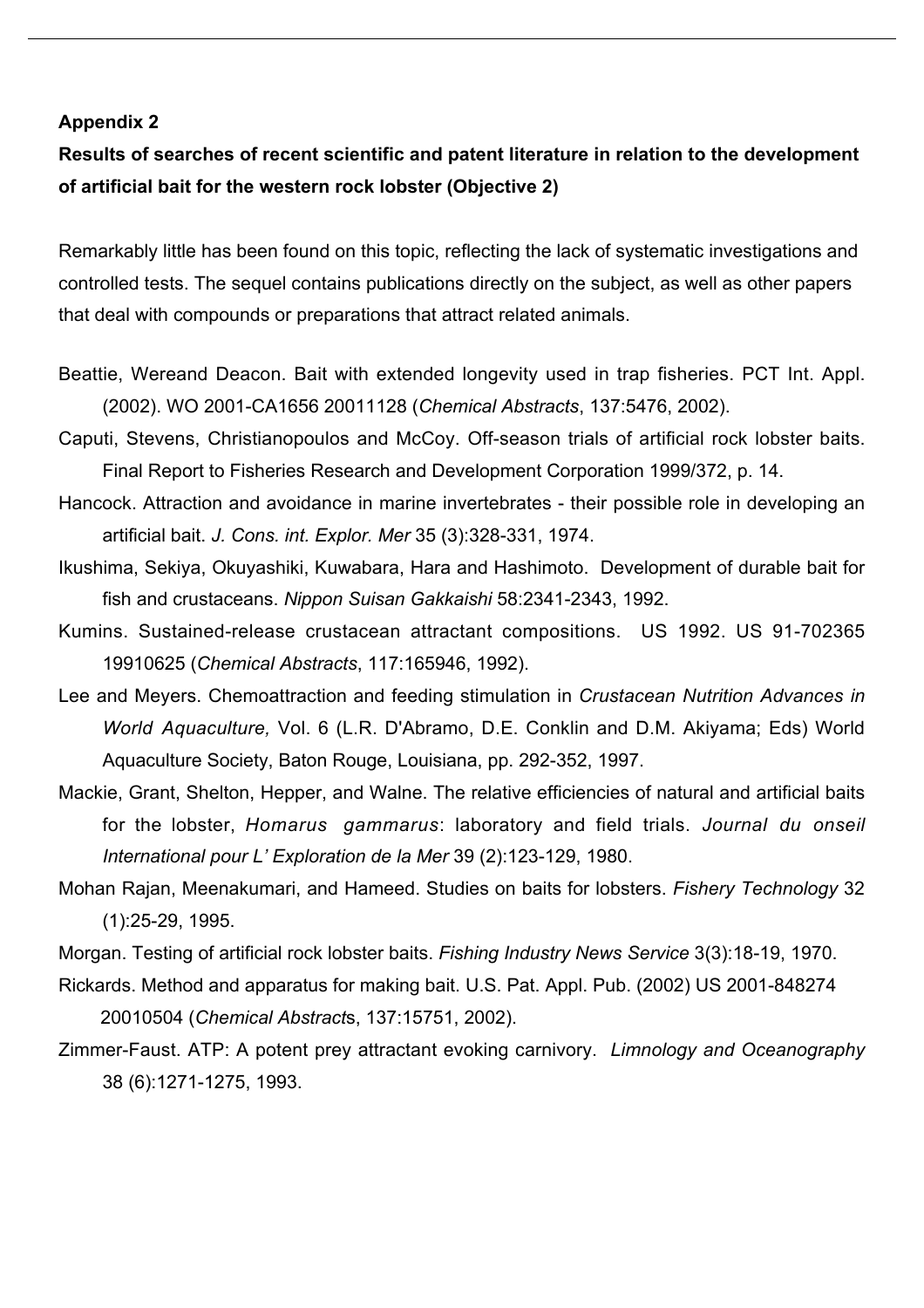**Appendix 2**

**Results of searches of recent scientific and patent literature in relation to the development of artificial bait for the western rock lobster (Objective 2)**

Remarkably little has been found on this topic, reflecting the lack of systematic investigations and controlled tests. The sequel contains publications directly on the subject, as well as other papers that deal with compounds or preparations that attract related animals.

Beattie, Wereand Deacon. Bait with extended longevity used in trap fisheries. PCT Int. Appl. (2002). WO 2001-CA1656 20011128 (*Chemical Abstracts*, 137:5476, 2002).

Caputi, Stevens, Christianopoulos and McCoy. Off-season trials of artificial rock lobster baits. Final Report to Fisheries Research and Development Corporation 1999/372, p. 14.

Hancock. Attraction and avoidance in marine invertebrates - their possible role in developing an artificial bait. *J. Cons. int. Explor. Mer* 35 (3):328-331, 1974.

Ikushima, Sekiya, Okuyashiki, Kuwabara, Hara and Hashimoto. Development of durable bait for fish and crustaceans. *Nippon Suisan Gakkaishi* 58:2341-2343, 1992.

Kumins. Sustained-release crustacean attractant compositions. US 1992. US 91-702365 19910625 (*Chemical Abstracts*, 117:165946, 1992).

Lee and Meyers. Chemoattraction and feeding stimulation in *Crustacean Nutrition Advances in World Aquaculture,* Vol. 6 (L.R. D'Abramo, D.E. Conklin and D.M. Akiyama; Eds) World Aquaculture Society, Baton Rouge, Louisiana, pp. 292-352, 1997.

Mackie, Grant, Shelton, Hepper, and Walne. The relative efficiencies of natural and artificial baits for the lobster, *Homarus gammarus*: laboratory and field trials. *Journal du onseil International pour L' Exploration de la Mer* 39 (2):123-129, 1980.

Mohan Rajan, Meenakumari, and Hameed. Studies on baits for lobsters. *Fishery Technology* 32 (1):25-29, 1995.

Morgan. Testing of artificial rock lobster baits. *Fishing Industry News Service* 3(3):18-19, 1970.

Rickards. Method and apparatus for making bait. U.S. Pat. Appl. Pub. (2002) US 2001-848274 20010504 (*Chemical Abstract*s, 137:15751, 2002).

Zimmer-Faust. ATP: A potent prey attractant evoking carnivory. *Limnology and Oceanography* 38 (6):1271-1275, 1993.